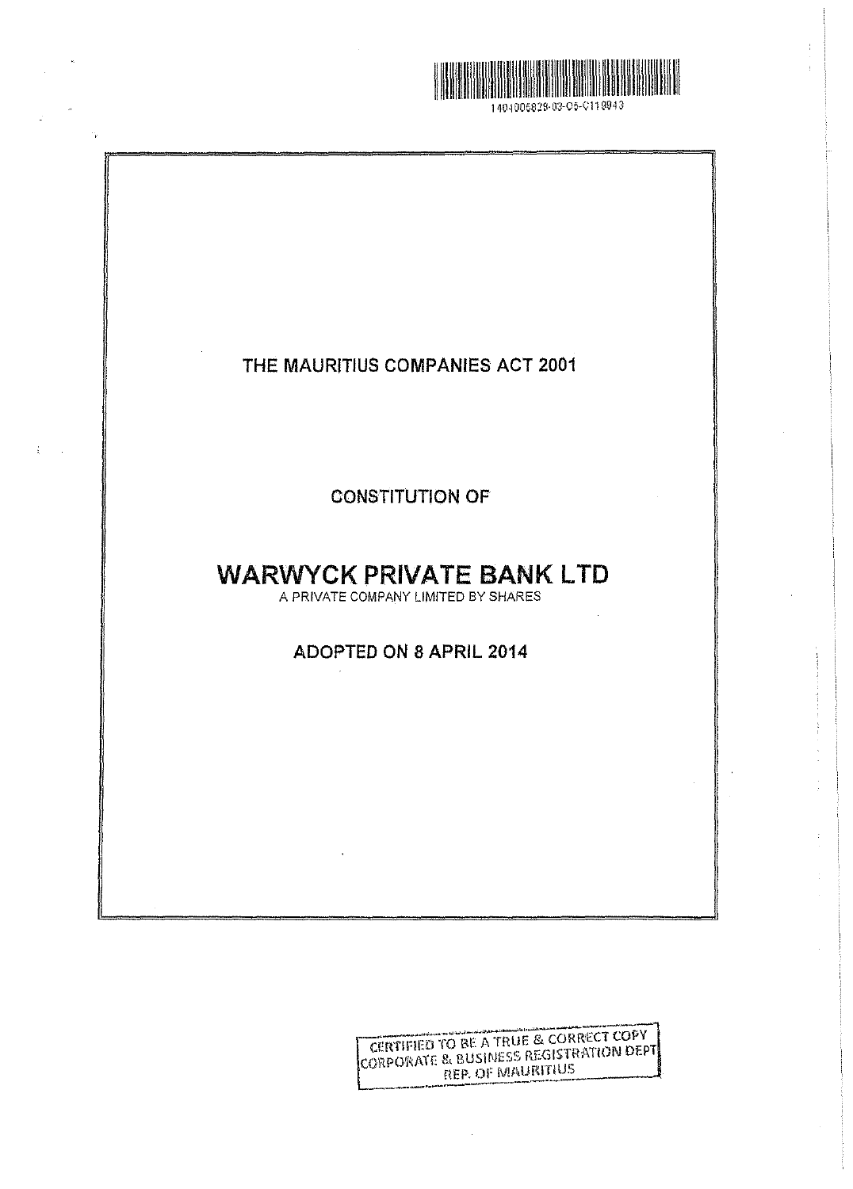1404006829-03-05-C118943

# THE MAURITIUS COMPANIES ACT 2001

## CONSTITUTION OF

# WARWYCK PRIVATE BANK LTD

A PRIVATE COMPANY LIMITED BY SHARES

## ADOPTED ON 8 APRIL 2014

CERTIFIED TO BE A TRUE & CORRECT COPY
CORPORATE & BUSINESS REGISTRATION DEPT
REP. OF MAURITIUS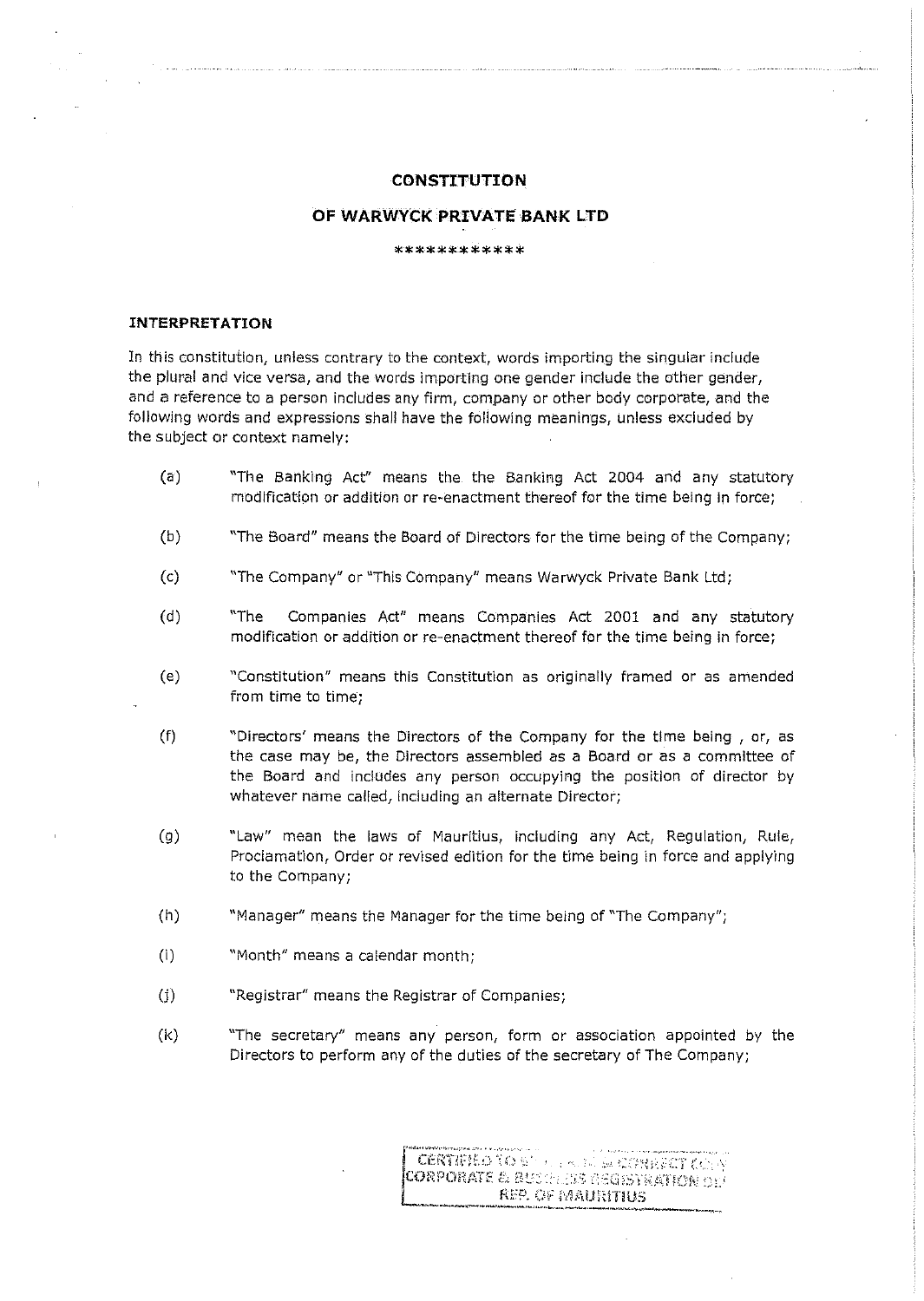**CONSTITUTION**

**OF WARWYCK PRIVATE BANK LTD**

************

**INTERPRETATION**

In this constitution, unless contrary to the context, words importing the singular include the plural and vice versa, and the words importing one gender include the other gender, and a reference to a person includes any firm, company or other body corporate, and the following words and expressions shall have the following meanings, unless excluded by the subject or context namely:

(a) "The Banking Act" means the the Banking Act 2004 and any statutory modification or addition or re-enactment thereof for the time being in force;

(b) "The Board" means the Board of Directors for the time being of the Company;

(c) "The Company" or "This Company" means Warwyck Private Bank Ltd;

(d) "The Companies Act" means Companies Act 2001 and any statutory modification or addition or re-enactment thereof for the time being in force;

(e) "Constitution" means this Constitution as originally framed or as amended from time to time;

(f) "Directors' means the Directors of the Company for the time being , or, as the case may be, the Directors assembled as a Board or as a committee of the Board and includes any person occupying the position of director by whatever name called, including an alternate Director;

(g) "Law" mean the laws of Mauritius, including any Act, Regulation, Rule, Proclamation, Order or revised edition for the time being in force and applying to the Company;

(h) "Manager" means the Manager for the time being of "The Company";

(i) "Month" means a calendar month;

(j) "Registrar" means the Registrar of Companies;

(k) "The secretary" means any person, form or association appointed by the Directors to perform any of the duties of the secretary of The Company;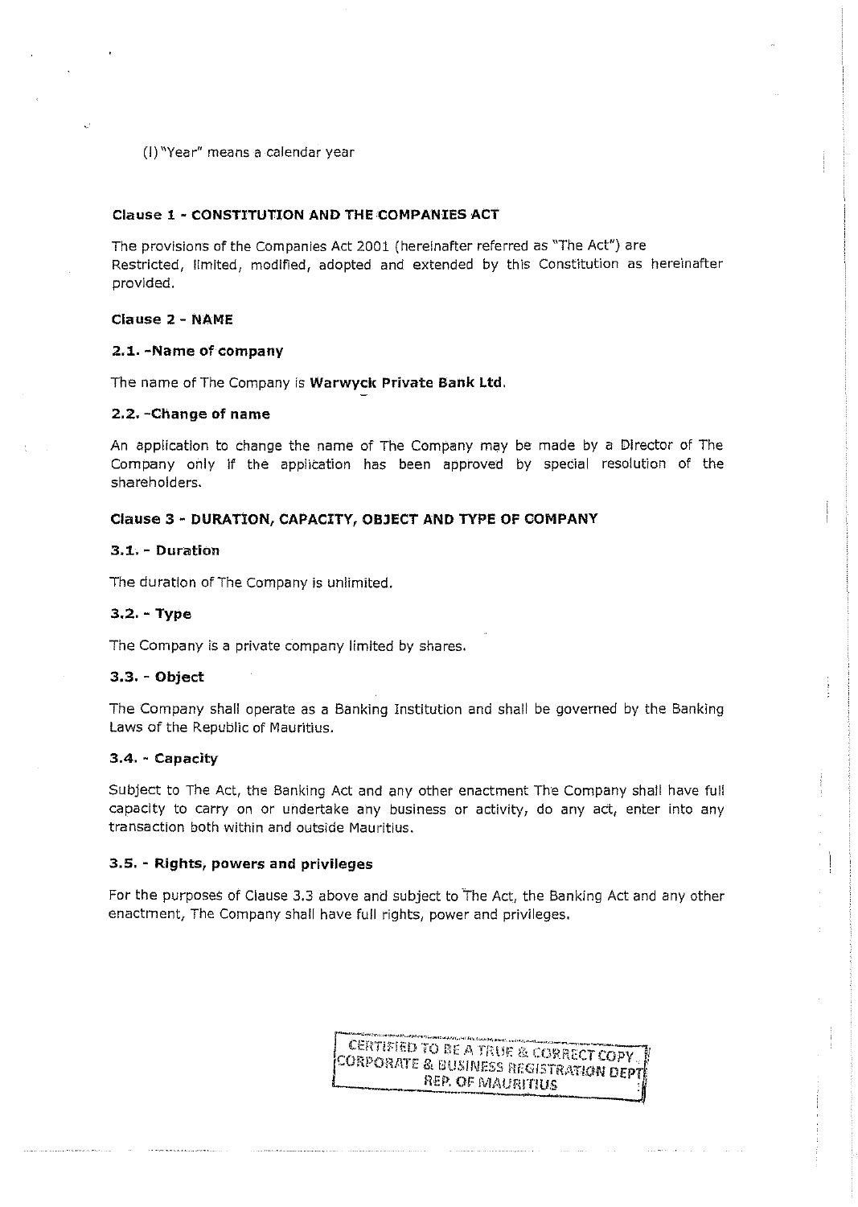(l) "Year" means a calendar year

### Clause 1 - CONSTITUTION AND THE COMPANIES ACT

The provisions of the Companies Act 2001 (hereinafter referred as "The Act") are Restricted, limited, modified, adopted and extended by this Constitution as hereinafter provided.

### Clause 2 - NAME

#### 2.1. -Name of company

The name of The Company is **Warwyck Private Bank Ltd.**

#### 2.2. -Change of name

An application to change the name of The Company may be made by a Director of The Company only if the application has been approved by special resolution of the shareholders.

### Clause 3 - DURATION, CAPACITY, OBJECT AND TYPE OF COMPANY

#### 3.1. - Duration

The duration of The Company is unlimited.

#### 3.2. - Type

The Company is a private company limited by shares.

#### 3.3. - Object

The Company shall operate as a Banking Institution and shall be governed by the Banking Laws of the Republic of Mauritius.

#### 3.4. - Capacity

Subject to The Act, the Banking Act and any other enactment The Company shall have full capacity to carry on or undertake any business or activity, do any act, enter into any transaction both within and outside Mauritius.

#### 3.5. - Rights, powers and privileges

For the purposes of Clause 3.3 above and subject to The Act, the Banking Act and any other enactment, The Company shall have full rights, power and privileges.

CERTIFIED TO BE A TRUE & CORRECT COPY
CORPORATE & BUSINESS REGISTRATION DEPT
REP. OF MAURITIUS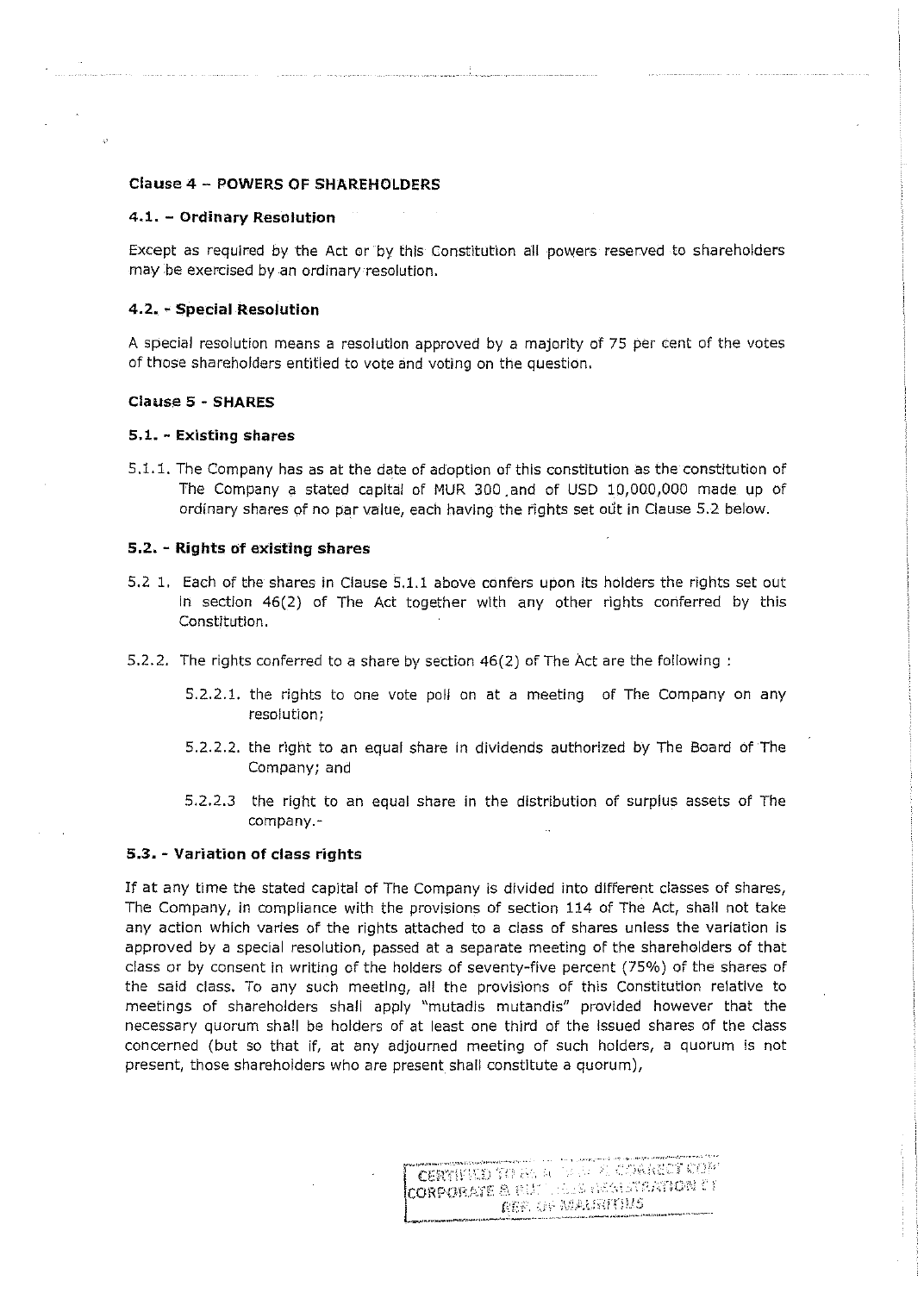### Clause 4 – POWERS OF SHAREHOLDERS

#### 4.1. – Ordinary Resolution

Except as required by the Act or by this Constitution all powers reserved to shareholders may be exercised by an ordinary resolution.

#### 4.2. - Special Resolution

A special resolution means a resolution approved by a majority of 75 per cent of the votes of those shareholders entitled to vote and voting on the question.

### Clause 5 - SHARES

#### 5.1. - Existing shares

5.1.1. The Company has as at the date of adoption of this constitution as the constitution of The Company a stated capital of MUR 300 and of USD 10,000,000 made up of ordinary shares of no par value, each having the rights set out in Clause 5.2 below.

#### 5.2. - Rights of existing shares

5.2 1. Each of the shares in Clause 5.1.1 above confers upon its holders the rights set out in section 46(2) of The Act together with any other rights conferred by this Constitution.

5.2.2. The rights conferred to a share by section 46(2) of The Act are the following :

- 5.2.2.1. the rights to one vote poll on at a meeting of The Company on any resolution;
- 5.2.2.2. the right to an equal share in dividends authorized by The Board of The Company; and
- 5.2.2.3 the right to an equal share in the distribution of surplus assets of The company.-

#### 5.3. - Variation of class rights

If at any time the stated capital of The Company is divided into different classes of shares, The Company, in compliance with the provisions of section 114 of The Act, shall not take any action which varies of the rights attached to a class of shares unless the variation is approved by a special resolution, passed at a separate meeting of the shareholders of that class or by consent in writing of the holders of seventy-five percent (75%) of the shares of the said class. To any such meeting, all the provisions of this Constitution relative to meetings of shareholders shall apply "mutadis mutandis" provided however that the necessary quorum shall be holders of at least one third of the issued shares of the class concerned (but so that if, at any adjourned meeting of such holders, a quorum is not present, those shareholders who are present shall constitute a quorum),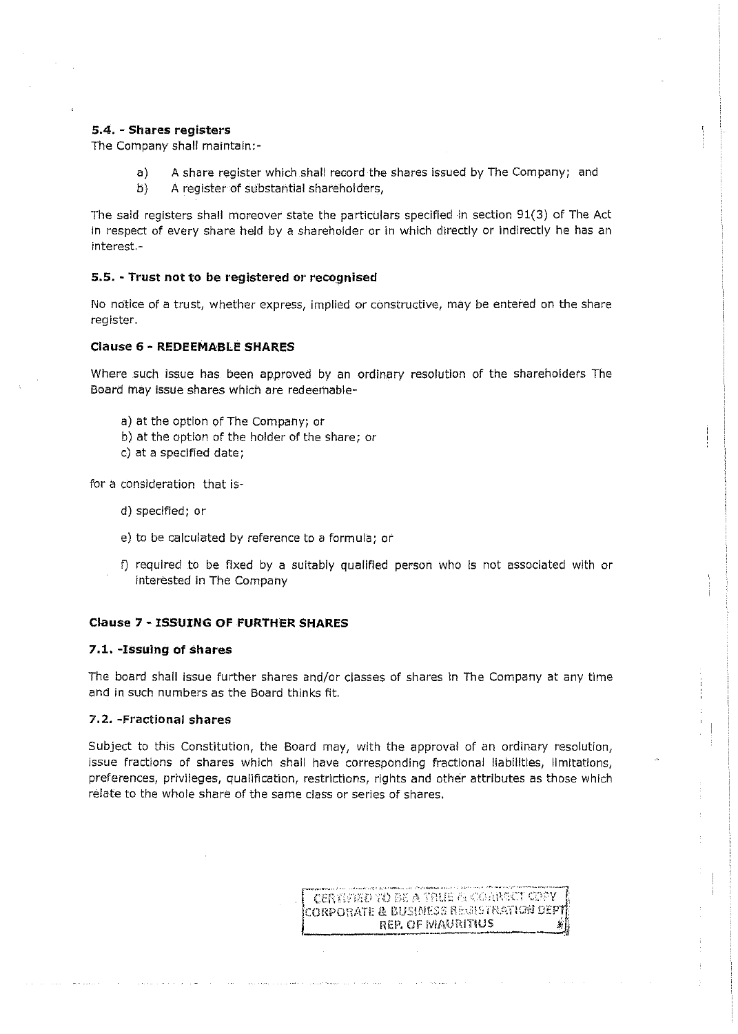#### 5.4. - Shares registers

The Company shall maintain:-

a) A share register which shall record the shares issued by The Company; and
b) A register of substantial shareholders,

The said registers shall moreover state the particulars specified in section 91(3) of The Act in respect of every share held by a shareholder or in which directly or indirectly he has an interest.-

#### 5.5. - Trust not to be registered or recognised

No notice of a trust, whether express, implied or constructive, may be entered on the share register.

### Clause 6 - REDEEMABLE SHARES

Where such issue has been approved by an ordinary resolution of the shareholders The Board may issue shares which are redeemable-

a) at the option of The Company; or
b) at the option of the holder of the share; or
c) at a specified date;

for a consideration that is-

d) specified; or
e) to be calculated by reference to a formula; or
f) required to be fixed by a suitably qualified person who is not associated with or interested in The Company

### Clause 7 - ISSUING OF FURTHER SHARES

#### 7.1. -Issuing of shares

The board shall issue further shares and/or classes of shares in The Company at any time and in such numbers as the Board thinks fit.

#### 7.2. -Fractional shares

Subject to this Constitution, the Board may, with the approval of an ordinary resolution, issue fractions of shares which shall have corresponding fractional liabilities, limitations, preferences, privileges, qualification, restrictions, rights and other attributes as those which relate to the whole share of the same class or series of shares.

CERTIFIED TO BE A TRUE & CORRECT COPY
CORPORATE & BUSINESS REGISTRATION DEPT
REP. OF MAURITIUS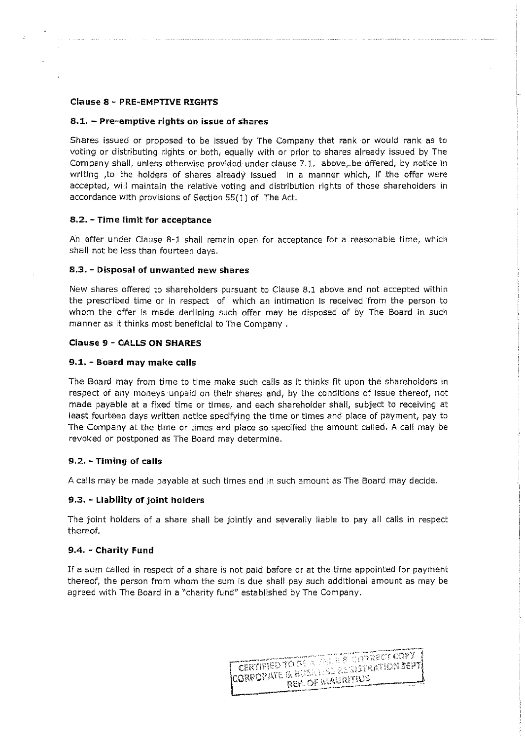### Clause 8 - PRE-EMPTIVE RIGHTS

#### 8.1. – Pre-emptive rights on issue of shares

Shares issued or proposed to be issued by The Company that rank or would rank as to voting or distributing rights or both, equally with or prior to shares already issued by The Company shall, unless otherwise provided under clause 7.1. above, be offered, by notice in writing ,to the holders of shares already issued in a manner which, if the offer were accepted, will maintain the relative voting and distribution rights of those shareholders in accordance with provisions of Section 55(1) of The Act.

#### 8.2. - Time limit for acceptance

An offer under Clause 8-1 shall remain open for acceptance for a reasonable time, which shall not be less than fourteen days.

#### 8.3. - Disposal of unwanted new shares

New shares offered to shareholders pursuant to Clause 8.1 above and not accepted within the prescribed time or in respect of which an intimation is received from the person to whom the offer is made declining such offer may be disposed of by The Board in such manner as it thinks most beneficial to The Company .

### Clause 9 - CALLS ON SHARES

#### 9.1. - Board may make calls

The Board may from time to time make such calls as it thinks fit upon the shareholders in respect of any moneys unpaid on their shares and, by the conditions of issue thereof, not made payable at a fixed time or times, and each shareholder shall, subject to receiving at least fourteen days written notice specifying the time or times and place of payment, pay to The Company at the time or times and place so specified the amount called. A call may be revoked or postponed as The Board may determine.

#### 9.2. - Timing of calls

A calls may be made payable at such times and in such amount as The Board may decide.

#### 9.3. - Liability of joint holders

The joint holders of a share shall be jointly and severally liable to pay all calls in respect thereof.

#### 9.4. - Charity Fund

If a sum called in respect of a share is not paid before or at the time appointed for payment thereof, the person from whom the sum is due shall pay such additional amount as may be agreed with The Board in a "charity fund" established by The Company.

CERTIFIED TO BE A TRUE & CORRECT COPY
CORPORATE & BUSINESS REGISTRATION DEPT
REP. OF MAURITIUS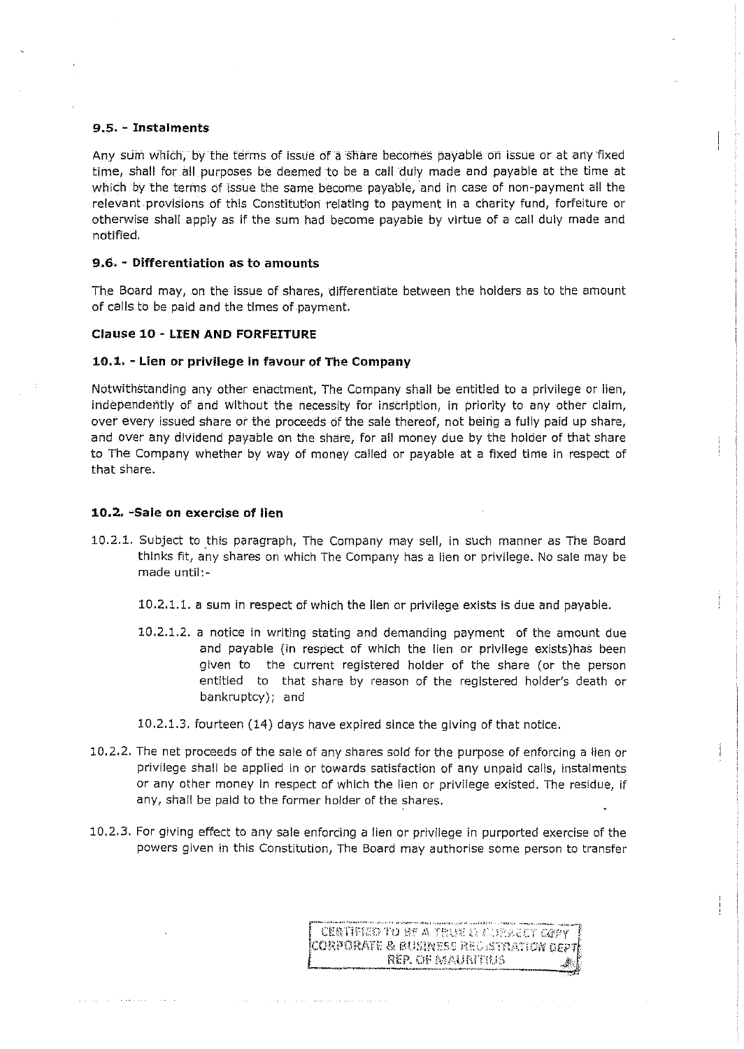#### 9.5. - Instalments

Any sum which, by the terms of issue of a share becomes payable on issue or at any fixed time, shall for all purposes be deemed to be a call duly made and payable at the time at which by the terms of issue the same become payable, and in case of non-payment all the relevant provisions of this Constitution relating to payment in a charity fund, forfeiture or otherwise shall apply as if the sum had become payable by virtue of a call duly made and notified.

#### 9.6. - Differentiation as to amounts

The Board may, on the issue of shares, differentiate between the holders as to the amount of calls to be paid and the times of payment.

### Clause 10 - LIEN AND FORFEITURE

#### 10.1. - Lien or privilege in favour of The Company

Notwithstanding any other enactment, The Company shall be entitled to a privilege or lien, independently of and without the necessity for inscription, in priority to any other claim, over every issued share or the proceeds of the sale thereof, not being a fully paid up share, and over any dividend payable on the share, for all money due by the holder of that share to The Company whether by way of money called or payable at a fixed time in respect of that share.

#### 10.2. -Sale on exercise of lien

10.2.1. Subject to this paragraph, The Company may sell, in such manner as The Board thinks fit, any shares on which The Company has a lien or privilege. No sale may be made until:-

10.2.1.1. a sum in respect of which the lien or privilege exists is due and payable.

10.2.1.2. a notice in writing stating and demanding payment of the amount due and payable (in respect of which the lien or privilege exists)has been given to the current registered holder of the share (or the person entitled to that share by reason of the registered holder's death or bankruptcy); and

10.2.1.3. fourteen (14) days have expired since the giving of that notice.

10.2.2. The net proceeds of the sale of any shares sold for the purpose of enforcing a lien or privilege shall be applied in or towards satisfaction of any unpaid calls, instalments or any other money in respect of which the lien or privilege existed. The residue, if any, shall be paid to the former holder of the shares.

10.2.3. For giving effect to any sale enforcing a lien or privilege in purported exercise of the powers given in this Constitution, The Board may authorise some person to transfer

CERTIFIED TO BE A TRUE & CORRECT COPY
CORPORATE & BUSINESS REGISTRATION DEPT
REP. OF MAURITIUS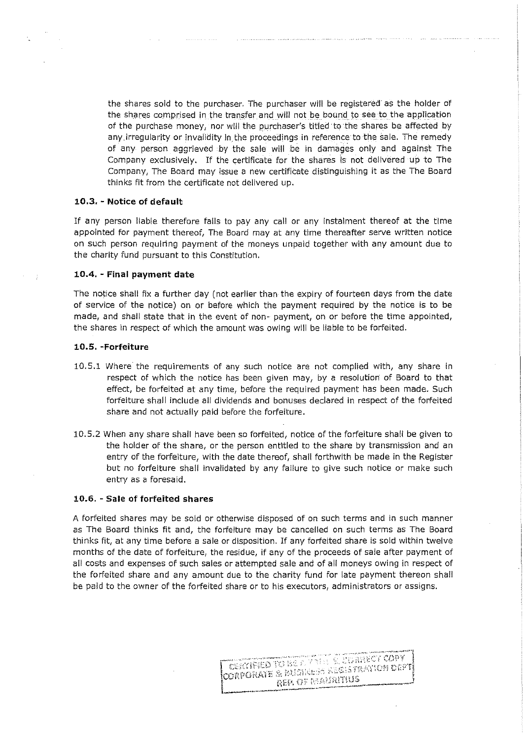the shares sold to the purchaser. The purchaser will be registered as the holder of the shares comprised in the transfer and will not be bound to see to the application of the purchase money, nor will the purchaser's titled to the shares be affected by any irregularity or invalidity in the proceedings in reference to the sale. The remedy of any person aggrieved by the sale will be in damages only and against The Company exclusively. If the certificate for the shares is not delivered up to The Company, The Board may issue a new certificate distinguishing it as the The Board thinks fit from the certificate not delivered up.

**10.3. - Notice of default**

If any person liable therefore fails to pay any call or any instalment thereof at the time appointed for payment thereof, The Board may at any time thereafter serve written notice on such person requiring payment of the moneys unpaid together with any amount due to the charity fund pursuant to this Constitution.

**10.4. - Final payment date**

The notice shall fix a further day (not earlier than the expiry of fourteen days from the date of service of the notice) on or before which the payment required by the notice is to be made, and shall state that in the event of non- payment, on or before the time appointed, the shares in respect of which the amount was owing will be liable to be forfeited.

**10.5. -Forfeiture**

10.5.1 Where the requirements of any such notice are not complied with, any share in respect of which the notice has been given may, by a resolution of Board to that effect, be forfeited at any time, before the required payment has been made. Such forfeiture shall include all dividends and bonuses declared in respect of the forfeited share and not actually paid before the forfeiture.

10.5.2 When any share shall have been so forfeited, notice of the forfeiture shall be given to the holder of the share, or the person entitled to the share by transmission and an entry of the forfeiture, with the date thereof, shall forthwith be made in the Register but no forfeiture shall invalidated by any failure to give such notice or make such entry as a foresaid.

**10.6. - Sale of forfeited shares**

A forfeited shares may be sold or otherwise disposed of on such terms and in such manner as The Board thinks fit and, the forfeiture may be cancelled on such terms as The Board thinks fit, at any time before a sale or disposition. If any forfeited share is sold within twelve months of the date of forfeiture, the residue, if any of the proceeds of sale after payment of all costs and expenses of such sales or attempted sale and of all moneys owing in respect of the forfeited share and any amount due to the charity fund for late payment thereon shall be paid to the owner of the forfeited share or to his executors, administrators or assigns.

CERTIFIED TO BE A TRUE & CORRECT COPY
CORPORATE & BUSINESS REGISTRATION DEPT
REP. OF MAURITIUS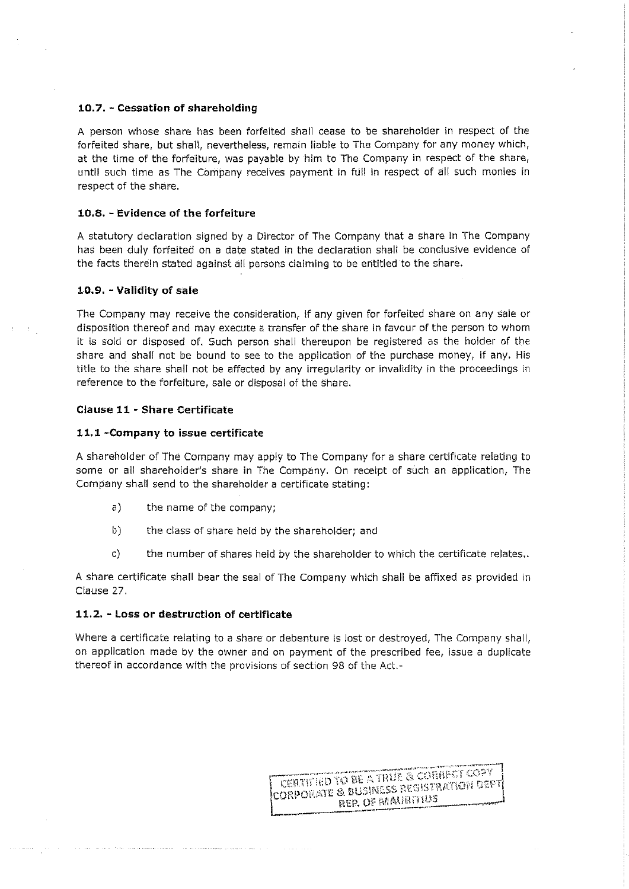#### 10.7. - Cessation of shareholding

A person whose share has been forfeited shall cease to be shareholder in respect of the forfeited share, but shall, nevertheless, remain liable to The Company for any money which, at the time of the forfeiture, was payable by him to The Company in respect of the share, until such time as The Company receives payment in full in respect of all such monies in respect of the share.

#### 10.8. - Evidence of the forfeiture

A statutory declaration signed by a Director of The Company that a share in The Company has been duly forfeited on a date stated in the declaration shall be conclusive evidence of the facts therein stated against all persons claiming to be entitled to the share.

#### 10.9. - Validity of sale

The Company may receive the consideration, if any given for forfeited share on any sale or disposition thereof and may execute a transfer of the share in favour of the person to whom it is sold or disposed of. Such person shall thereupon be registered as the holder of the share and shall not be bound to see to the application of the purchase money, if any. His title to the share shall not be affected by any irregularity or invalidity in the proceedings in reference to the forfeiture, sale or disposal of the share.

### Clause 11 - Share Certificate

#### 11.1 -Company to issue certificate

A shareholder of The Company may apply to The Company for a share certificate relating to some or all shareholder's share in The Company. On receipt of such an application, The Company shall send to the shareholder a certificate stating:

a) the name of the company;

b) the class of share held by the shareholder; and

c) the number of shares held by the shareholder to which the certificate relates..

A share certificate shall bear the seal of The Company which shall be affixed as provided in Clause 27.

#### 11.2. - Loss or destruction of certificate

Where a certificate relating to a share or debenture is lost or destroyed, The Company shall, on application made by the owner and on payment of the prescribed fee, issue a duplicate thereof in accordance with the provisions of section 98 of the Act.-

CERTIFIED TO BE A TRUE & CORRECT COPY
CORPORATE & BUSINESS REGISTRATION DEPT
REP. OF MAURITIUS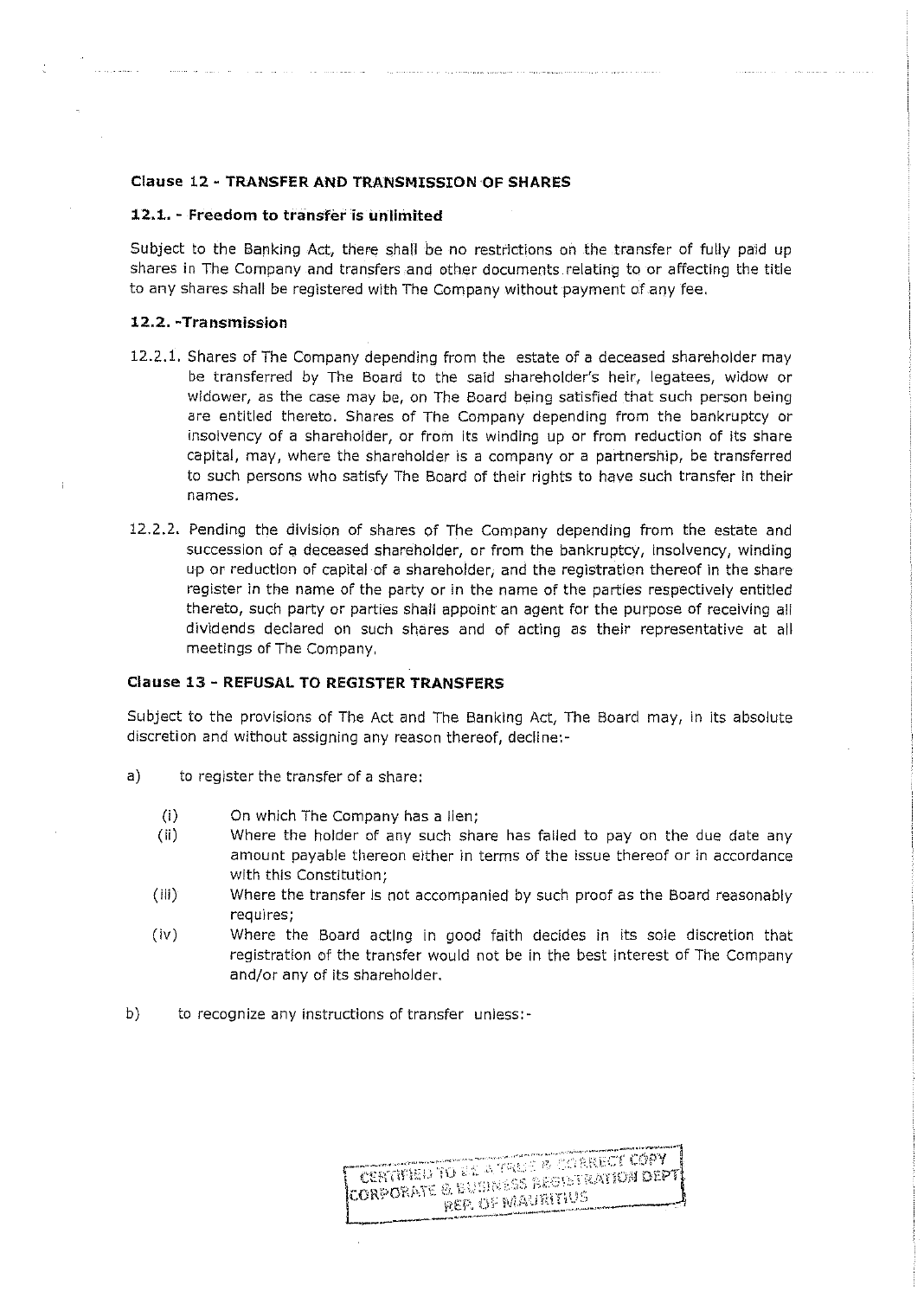### Clause 12 - TRANSFER AND TRANSMISSION OF SHARES

#### 12.1. - Freedom to transfer is unlimited

Subject to the Banking Act, there shall be no restrictions on the transfer of fully paid up shares in The Company and transfers and other documents relating to or affecting the title to any shares shall be registered with The Company without payment of any fee.

#### 12.2. -Transmission

12.2.1. Shares of The Company depending from the estate of a deceased shareholder may be transferred by The Board to the said shareholder's heir, legatees, widow or widower, as the case may be, on The Board being satisfied that such person being are entitled thereto. Shares of The Company depending from the bankruptcy or insolvency of a shareholder, or from its winding up or from reduction of its share capital, may, where the shareholder is a company or a partnership, be transferred to such persons who satisfy The Board of their rights to have such transfer in their names.

12.2.2. Pending the division of shares of The Company depending from the estate and succession of a deceased shareholder, or from the bankruptcy, insolvency, winding up or reduction of capital of a shareholder, and the registration thereof in the share register in the name of the party or in the name of the parties respectively entitled thereto, such party or parties shall appoint an agent for the purpose of receiving all dividends declared on such shares and of acting as their representative at all meetings of The Company.

### Clause 13 - REFUSAL TO REGISTER TRANSFERS

Subject to the provisions of The Act and The Banking Act, The Board may, in its absolute discretion and without assigning any reason thereof, decline:-

a) to register the transfer of a share:

   (i) On which The Company has a lien;

   (ii) Where the holder of any such share has failed to pay on the due date any amount payable thereon either in terms of the issue thereof or in accordance with this Constitution;

   (iii) Where the transfer is not accompanied by such proof as the Board reasonably requires;

   (iv) Where the Board acting in good faith decides in its sole discretion that registration of the transfer would not be in the best interest of The Company and/or any of its shareholder.

b) to recognize any instructions of transfer unless:-

CERTIFIED TO BE A TRUE & CORRECT COPY
CORPORATE & BUSINESS REGISTRATION DEPT
REP. OF MAURITIUS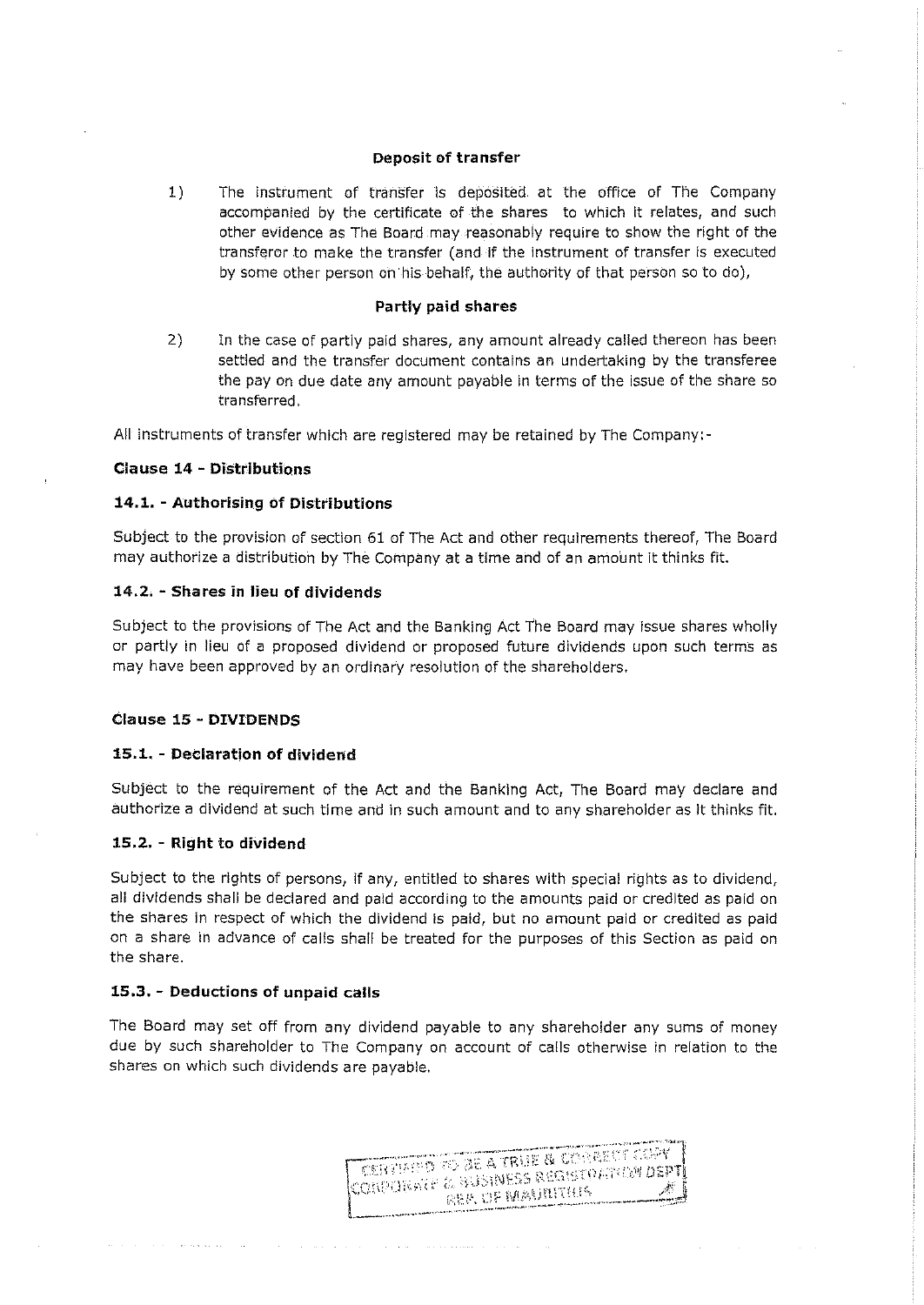**Deposit of transfer**

1) The instrument of transfer is deposited at the office of The Company accompanied by the certificate of the shares to which it relates, and such other evidence as The Board may reasonably require to show the right of the transferor to make the transfer (and if the instrument of transfer is executed by some other person on his behalf, the authority of that person so to do),

**Partly paid shares**

2) In the case of partly paid shares, any amount already called thereon has been settled and the transfer document contains an undertaking by the transferee the pay on due date any amount payable in terms of the issue of the share so transferred.

All instruments of transfer which are registered may be retained by The Company:-

**Clause 14 - Distributions**

**14.1. - Authorising of Distributions**

Subject to the provision of section 61 of The Act and other requirements thereof, The Board may authorize a distribution by The Company at a time and of an amount it thinks fit.

**14.2. - Shares in lieu of dividends**

Subject to the provisions of The Act and the Banking Act The Board may issue shares wholly or partly in lieu of a proposed dividend or proposed future dividends upon such terms as may have been approved by an ordinary resolution of the shareholders.

**Clause 15 - DIVIDENDS**

**15.1. - Declaration of dividend**

Subject to the requirement of the Act and the Banking Act, The Board may declare and authorize a dividend at such time and in such amount and to any shareholder as it thinks fit.

**15.2. - Right to dividend**

Subject to the rights of persons, if any, entitled to shares with special rights as to dividend, all dividends shall be declared and paid according to the amounts paid or credited as paid on the shares in respect of which the dividend is paid, but no amount paid or credited as paid on a share in advance of calls shall be treated for the purposes of this Section as paid on the share.

**15.3. - Deductions of unpaid calls**

The Board may set off from any dividend payable to any shareholder any sums of money due by such shareholder to The Company on account of calls otherwise in relation to the shares on which such dividends are payable.

CERTIFIED TO BE A TRUE & CORRECT COPY CORPORATE & BUSINESS REGISTRATION DEPT REP. OF MAURITIUS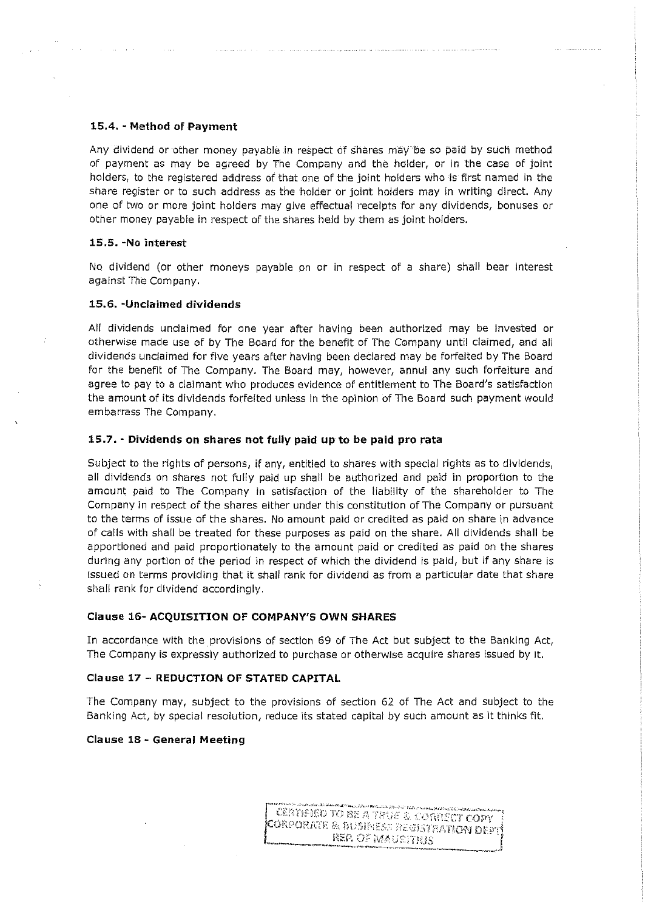**15.4. - Method of Payment**

Any dividend or other money payable in respect of shares may be so paid by such method of payment as may be agreed by The Company and the holder, or in the case of joint holders, to the registered address of that one of the joint holders who is first named in the share register or to such address as the holder or joint holders may in writing direct. Any one of two or more joint holders may give effectual receipts for any dividends, bonuses or other money payable in respect of the shares held by them as joint holders.

**15.5. -No interest**

No dividend (or other moneys payable on or in respect of a share) shall bear interest against The Company.

**15.6. -Unclaimed dividends**

All dividends unclaimed for one year after having been authorized may be invested or otherwise made use of by The Board for the benefit of The Company until claimed, and all dividends unclaimed for five years after having been declared may be forfeited by The Board for the benefit of The Company. The Board may, however, annul any such forfeiture and agree to pay to a claimant who produces evidence of entitlement to The Board's satisfaction the amount of its dividends forfeited unless in the opinion of The Board such payment would embarrass The Company.

**15.7. - Dividends on shares not fully paid up to be paid pro rata**

Subject to the rights of persons, if any, entitled to shares with special rights as to dividends, all dividends on shares not fully paid up shall be authorized and paid in proportion to the amount paid to The Company in satisfaction of the liability of the shareholder to The Company in respect of the shares either under this constitution of The Company or pursuant to the terms of issue of the shares. No amount paid or credited as paid on share in advance of calls with shall be treated for these purposes as paid on the share. All dividends shall be apportioned and paid proportionately to the amount paid or credited as paid on the shares during any portion of the period in respect of which the dividend is paid, but if any share is issued on terms providing that it shall rank for dividend as from a particular date that share shall rank for dividend accordingly.

**Clause 16- ACQUISITION OF COMPANY'S OWN SHARES**

In accordance with the provisions of section 69 of The Act but subject to the Banking Act, The Company is expressly authorized to purchase or otherwise acquire shares issued by it.

**Clause 17 – REDUCTION OF STATED CAPITAL**

The Company may, subject to the provisions of section 62 of The Act and subject to the Banking Act, by special resolution, reduce its stated capital by such amount as it thinks fit.

**Clause 18 - General Meeting**

CERTIFIED TO BE A TRUE & CORRECT COPY
CORPORATE & BUSINESS REGISTRATION DEPT
REP. OF MAURITIUS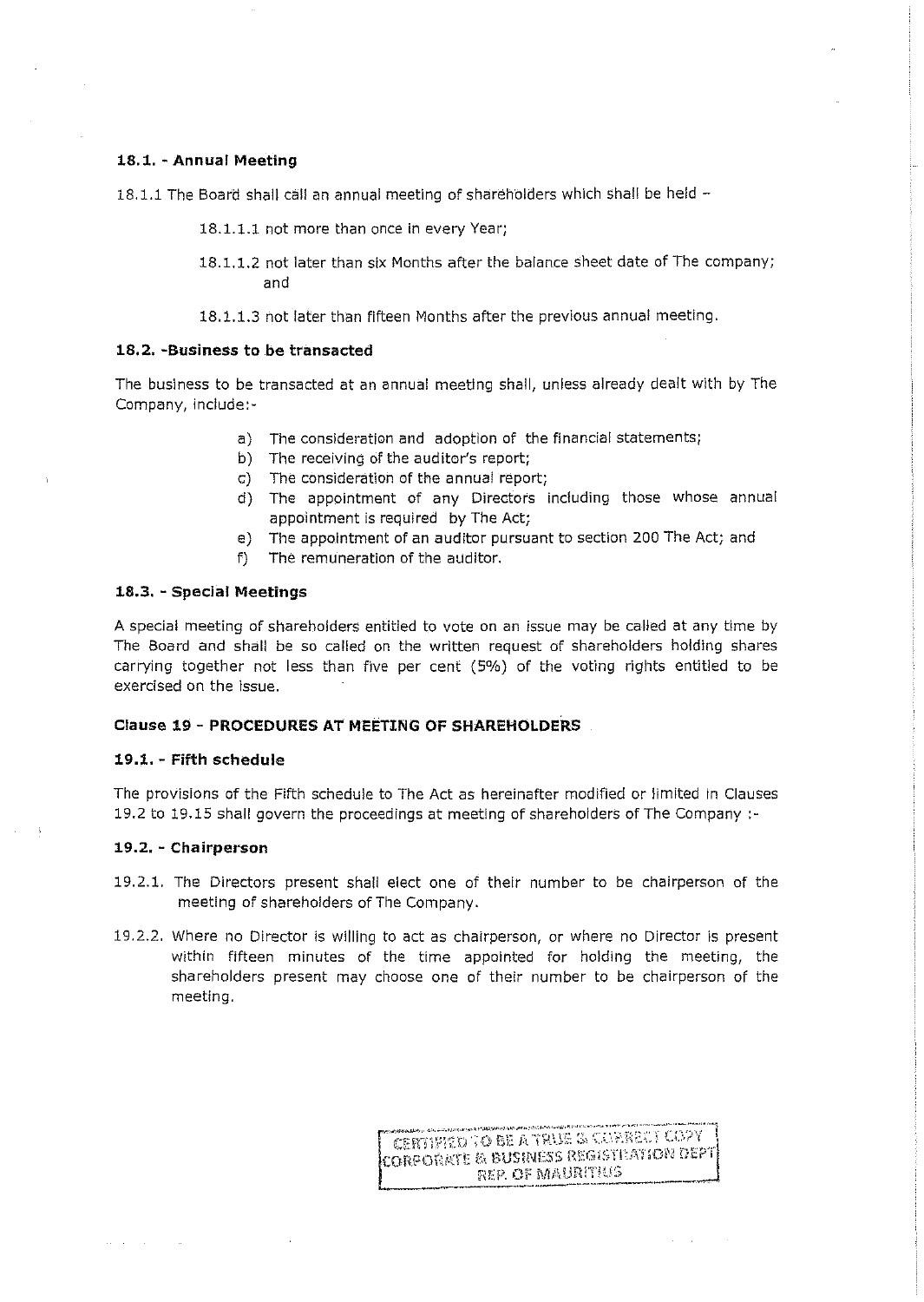**18.1. - Annual Meeting**

18.1.1 The Board shall call an annual meeting of shareholders which shall be held –

18.1.1.1 not more than once in every Year;

18.1.1.2 not later than six Months after the balance sheet date of The company; and

18.1.1.3 not later than fifteen Months after the previous annual meeting.

**18.2. -Business to be transacted**

The business to be transacted at an annual meeting shall, unless already dealt with by The Company, include:-

a) The consideration and adoption of the financial statements;
b) The receiving of the auditor's report;
c) The consideration of the annual report;
d) The appointment of any Directors including those whose annual appointment is required by The Act;
e) The appointment of an auditor pursuant to section 200 The Act; and
f) The remuneration of the auditor.

**18.3. - Special Meetings**

A special meeting of shareholders entitled to vote on an issue may be called at any time by The Board and shall be so called on the written request of shareholders holding shares carrying together not less than five per cent (5%) of the voting rights entitled to be exercised on the issue.

**Clause 19 - PROCEDURES AT MEETING OF SHAREHOLDERS**

**19.1. - Fifth schedule**

The provisions of the Fifth schedule to The Act as hereinafter modified or limited in Clauses 19.2 to 19.15 shall govern the proceedings at meeting of shareholders of The Company :-

**19.2. - Chairperson**

19.2.1. The Directors present shall elect one of their number to be chairperson of the meeting of shareholders of The Company.

19.2.2. Where no Director is willing to act as chairperson, or where no Director is present within fifteen minutes of the time appointed for holding the meeting, the shareholders present may choose one of their number to be chairperson of the meeting.

CERTIFIED TO BE A TRUE & CORRECT COPY
CORPORATE & BUSINESS REGISTRATION DEPT
REP. OF MAURITIUS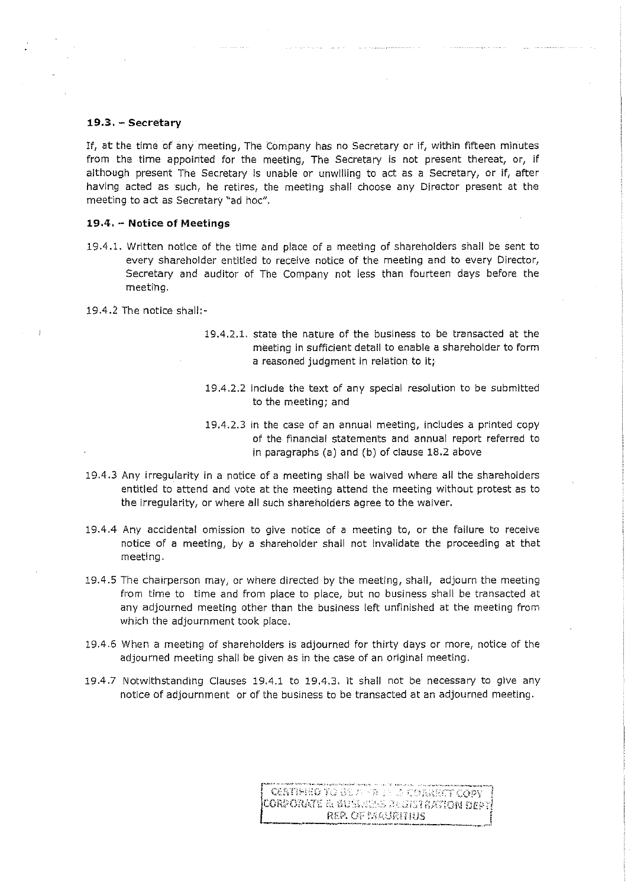#### 19.3. – Secretary

If, at the time of any meeting, The Company has no Secretary or if, within fifteen minutes from the time appointed for the meeting, The Secretary is not present thereat, or, if although present The Secretary is unable or unwilling to act as a Secretary, or if, after having acted as such, he retires, the meeting shall choose any Director present at the meeting to act as Secretary "ad hoc".

#### 19.4. – Notice of Meetings

19.4.1. Written notice of the time and place of a meeting of shareholders shall be sent to every shareholder entitled to receive notice of the meeting and to every Director, Secretary and auditor of The Company not less than fourteen days before the meeting.

19.4.2 The notice shall:-

> 19.4.2.1. state the nature of the business to be transacted at the meeting in sufficient detail to enable a shareholder to form a reasoned judgment in relation to it;
>
> 19.4.2.2 include the text of any special resolution to be submitted to the meeting; and
>
> 19.4.2.3 in the case of an annual meeting, includes a printed copy of the financial statements and annual report referred to in paragraphs (a) and (b) of clause 18.2 above

19.4.3 Any irregularity in a notice of a meeting shall be waived where all the shareholders entitled to attend and vote at the meeting attend the meeting without protest as to the irregularity, or where all such shareholders agree to the waiver.

19.4.4 Any accidental omission to give notice of a meeting to, or the failure to receive notice of a meeting, by a shareholder shall not invalidate the proceeding at that meeting.

19.4.5 The chairperson may, or where directed by the meeting, shall, adjourn the meeting from time to time and from place to place, but no business shall be transacted at any adjourned meeting other than the business left unfinished at the meeting from which the adjournment took place.

19.4.6 When a meeting of shareholders is adjourned for thirty days or more, notice of the adjourned meeting shall be given as in the case of an original meeting.

19.4.7 Notwithstanding Clauses 19.4.1 to 19.4.3. it shall not be necessary to give any notice of adjournment or of the business to be transacted at an adjourned meeting.

CERTIFIED TO BE A TRUE & CORRECT COPY
CORPORATE & BUSINESS REGISTRATION DEPT
REP. OF MAURITIUS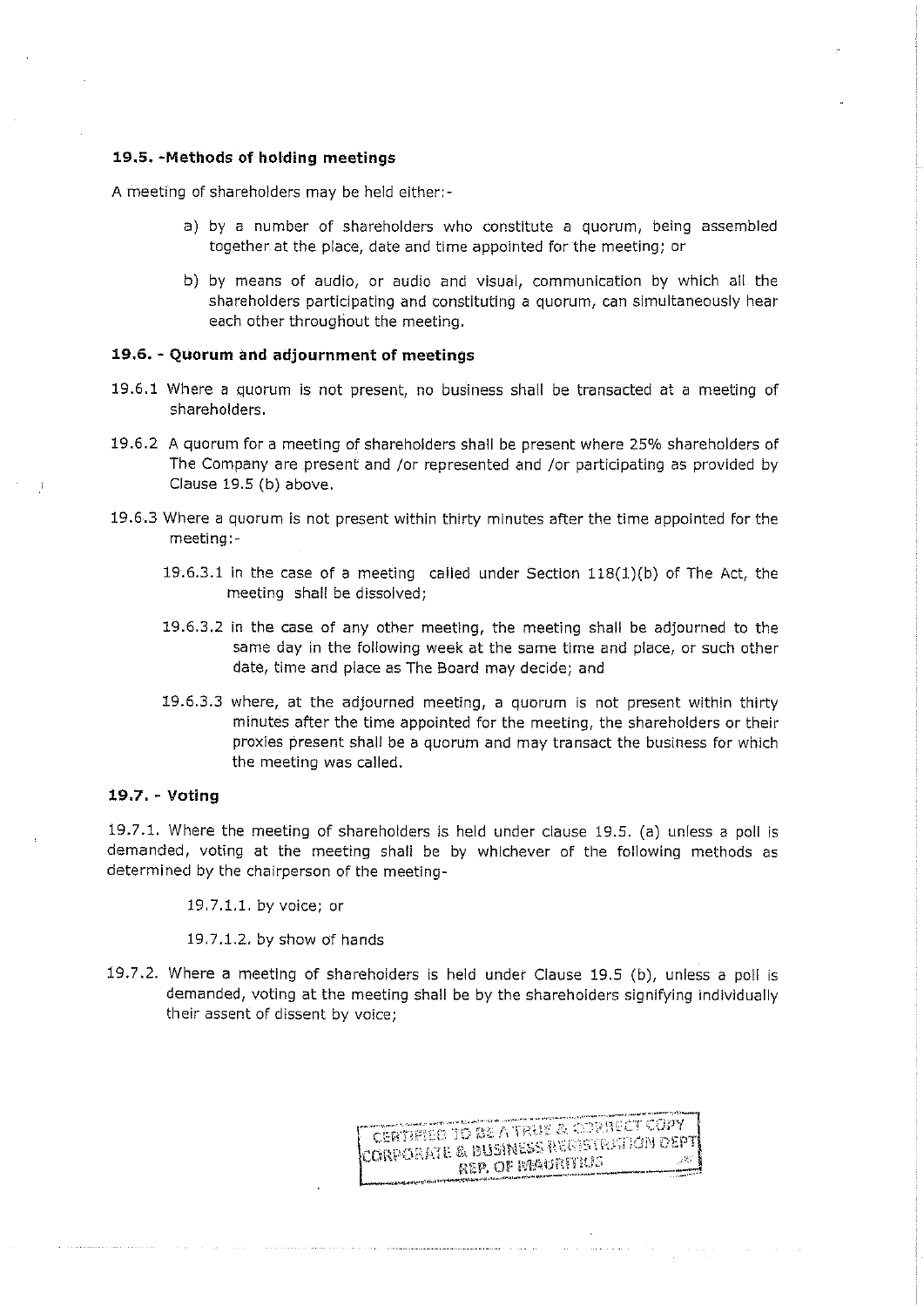### 19.5. -Methods of holding meetings

A meeting of shareholders may be held either:-

a) by a number of shareholders who constitute a quorum, being assembled together at the place, date and time appointed for the meeting; or

b) by means of audio, or audio and visual, communication by which all the shareholders participating and constituting a quorum, can simultaneously hear each other throughout the meeting.

### 19.6. - Quorum and adjournment of meetings

19.6.1 Where a quorum is not present, no business shall be transacted at a meeting of shareholders.

19.6.2 A quorum for a meeting of shareholders shall be present where 25% shareholders of The Company are present and /or represented and /or participating as provided by Clause 19.5 (b) above.

19.6.3 Where a quorum is not present within thirty minutes after the time appointed for the meeting:-

19.6.3.1 in the case of a meeting called under Section 118(1)(b) of The Act, the meeting shall be dissolved;

19.6.3.2 in the case of any other meeting, the meeting shall be adjourned to the same day in the following week at the same time and place, or such other date, time and place as The Board may decide; and

19.6.3.3 where, at the adjourned meeting, a quorum is not present within thirty minutes after the time appointed for the meeting, the shareholders or their proxies present shall be a quorum and may transact the business for which the meeting was called.

### 19.7. - Voting

19.7.1. Where the meeting of shareholders is held under clause 19.5. (a) unless a poll is demanded, voting at the meeting shall be by whichever of the following methods as determined by the chairperson of the meeting-

19.7.1.1. by voice; or

19.7.1.2. by show of hands

19.7.2. Where a meeting of shareholders is held under Clause 19.5 (b), unless a poll is demanded, voting at the meeting shall be by the shareholders signifying individually their assent of dissent by voice;

CERTIFIED TO BE A TRUE & CORRECT COPY
CORPORATE & BUSINESS REGISTRATION DEPT
REP. OF MAURITIUS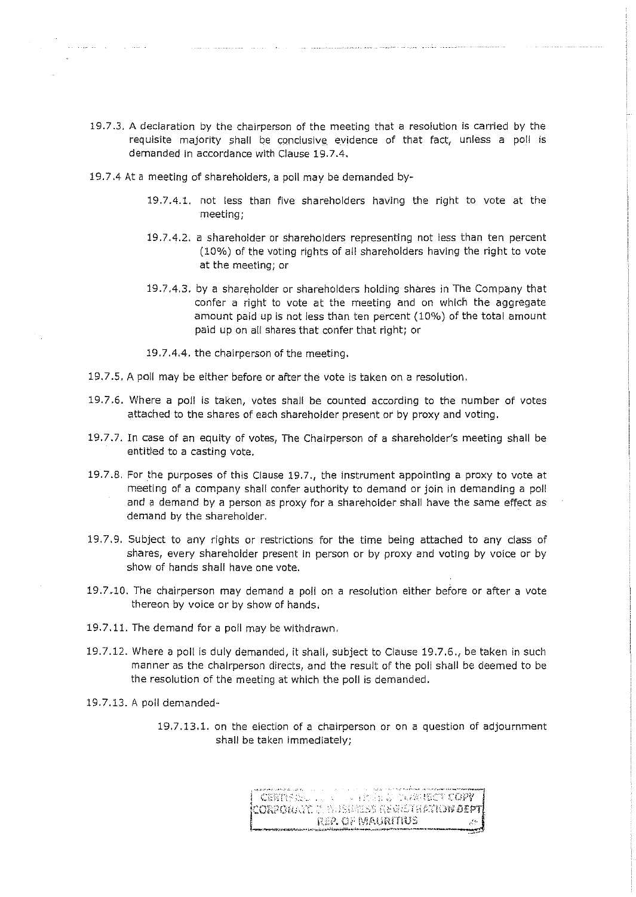19.7.3. A declaration by the chairperson of the meeting that a resolution is carried by the requisite majority shall be conclusive evidence of that fact, unless a poll is demanded in accordance with Clause 19.7.4.

19.7.4 At a meeting of shareholders, a poll may be demanded by-

> 19.7.4.1. not less than five shareholders having the right to vote at the meeting;
>
> 19.7.4.2. a shareholder or shareholders representing not less than ten percent (10%) of the voting rights of all shareholders having the right to vote at the meeting; or
>
> 19.7.4.3. by a shareholder or shareholders holding shares in The Company that confer a right to vote at the meeting and on which the aggregate amount paid up is not less than ten percent (10%) of the total amount paid up on all shares that confer that right; or
>
> 19.7.4.4. the chairperson of the meeting.

19.7.5. A poll may be either before or after the vote is taken on a resolution.

19.7.6. Where a poll is taken, votes shall be counted according to the number of votes attached to the shares of each shareholder present or by proxy and voting.

19.7.7. In case of an equity of votes, The Chairperson of a shareholder's meeting shall be entitled to a casting vote.

19.7.8. For the purposes of this Clause 19.7., the instrument appointing a proxy to vote at meeting of a company shall confer authority to demand or join in demanding a poll and a demand by a person as proxy for a shareholder shall have the same effect as demand by the shareholder.

19.7.9. Subject to any rights or restrictions for the time being attached to any class of shares, every shareholder present in person or by proxy and voting by voice or by show of hands shall have one vote.

19.7.10. The chairperson may demand a poll on a resolution either before or after a vote thereon by voice or by show of hands.

19.7.11. The demand for a poll may be withdrawn.

19.7.12. Where a poll is duly demanded, it shall, subject to Clause 19.7.6., be taken in such manner as the chairperson directs, and the result of the poll shall be deemed to be the resolution of the meeting at which the poll is demanded.

19.7.13. A poll demanded-

> 19.7.13.1. on the election of a chairperson or on a question of adjournment shall be taken immediately;

CERTIFIED TRUE AND CORRECT COPY
CORPORATE & BUSINESS REGISTRATION DEPT
REP. OF MAURITIUS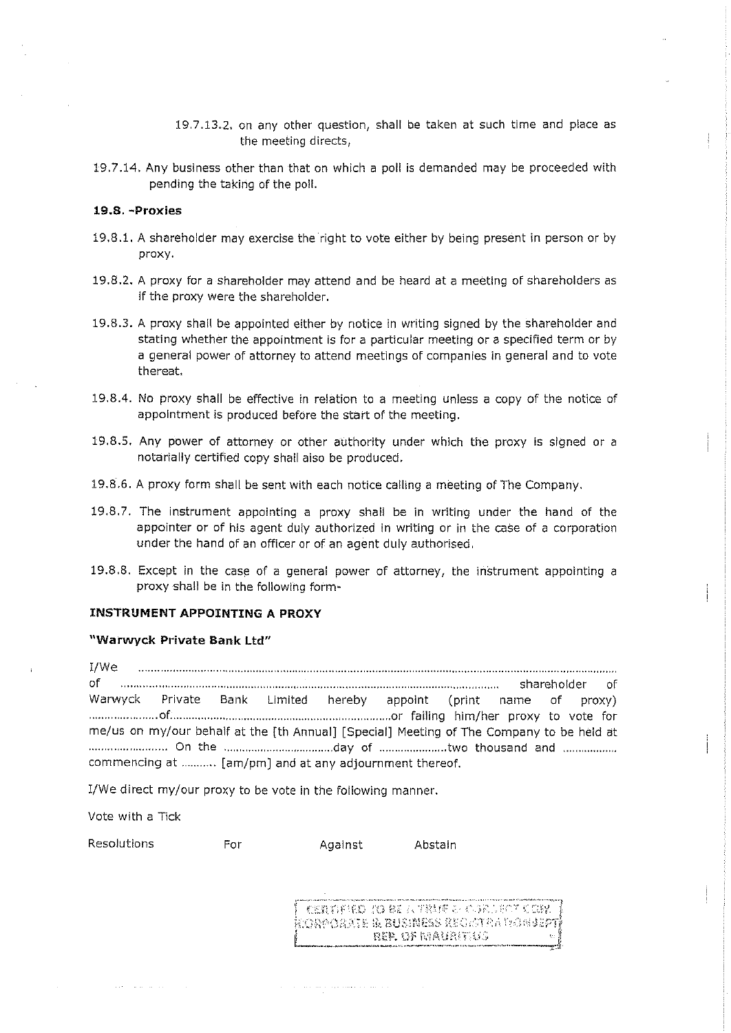19.7.13.2. on any other question, shall be taken at such time and place as the meeting directs,

19.7.14. Any business other than that on which a poll is demanded may be proceeded with pending the taking of the poll.

**19.8. -Proxies**

19.8.1. A shareholder may exercise the right to vote either by being present in person or by proxy.

19.8.2. A proxy for a shareholder may attend and be heard at a meeting of shareholders as if the proxy were the shareholder.

19.8.3. A proxy shall be appointed either by notice in writing signed by the shareholder and stating whether the appointment is for a particular meeting or a specified term or by a general power of attorney to attend meetings of companies in general and to vote thereat.

19.8.4. No proxy shall be effective in relation to a meeting unless a copy of the notice of appointment is produced before the start of the meeting.

19.8.5. Any power of attorney or other authority under which the proxy is signed or a notarially certified copy shall also be produced.

19.8.6. A proxy form shall be sent with each notice calling a meeting of The Company.

19.8.7. The instrument appointing a proxy shall be in writing under the hand of the appointer or of his agent duly authorized in writing or in the case of a corporation under the hand of an officer or of an agent duly authorised.

19.8.8. Except in the case of a general power of attorney, the instrument appointing a proxy shall be in the following form-

**INSTRUMENT APPOINTING A PROXY**

**"Warwyck Private Bank Ltd"**

I/We ..............................................................................................................................................
of .................................................................................................................... shareholder of Warwyck Private Bank Limited hereby appoint (print name of proxy) ......................of.........................................................................or failing him/her proxy to vote for me/us on my/our behalf at the [th Annual] [Special] Meeting of The Company to be held at ......................... On the ..................................day of .....................two thousand and ................. commencing at .......... [am/pm] and at any adjournment thereof.

I/We direct my/our proxy to be vote in the following manner.

Vote with a Tick

| Resolutions | For | Against | Abstain |
| --- | --- | --- | --- |

CERTIFIED TO BE A TRUE & CORRECT COPY
CORPORATE & BUSINESS REGISTRATION DEPT
REP. OF MAURITIUS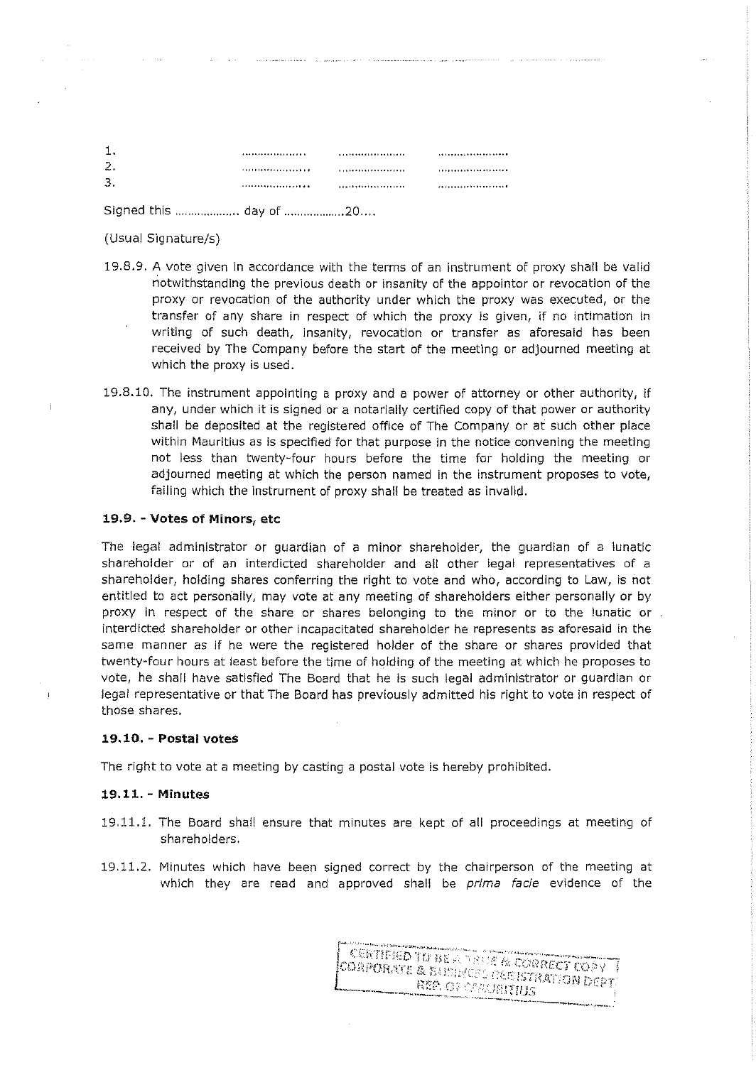1. .................... .................... ....................
2. .................... .................... ....................
3. .................... .................... ....................

Signed this .................. day of ..................20....

(Usual Signature/s)

19.8.9. A vote given in accordance with the terms of an instrument of proxy shall be valid notwithstanding the previous death or insanity of the appointor or revocation of the proxy or revocation of the authority under which the proxy was executed, or the transfer of any share in respect of which the proxy is given, if no intimation in writing of such death, insanity, revocation or transfer as aforesaid has been received by The Company before the start of the meeting or adjourned meeting at which the proxy is used.

19.8.10. The instrument appointing a proxy and a power of attorney or other authority, if any, under which it is signed or a notarially certified copy of that power or authority shall be deposited at the registered office of The Company or at such other place within Mauritius as is specified for that purpose in the notice convening the meeting not less than twenty-four hours before the time for holding the meeting or adjourned meeting at which the person named in the instrument proposes to vote, failing which the instrument of proxy shall be treated as invalid.

**19.9. - Votes of Minors, etc**

The legal administrator or guardian of a minor shareholder, the guardian of a lunatic shareholder or of an interdicted shareholder and all other legal representatives of a shareholder, holding shares conferring the right to vote and who, according to Law, is not entitled to act personally, may vote at any meeting of shareholders either personally or by proxy in respect of the share or shares belonging to the minor or to the lunatic or interdicted shareholder or other incapacitated shareholder he represents as aforesaid in the same manner as if he were the registered holder of the share or shares provided that twenty-four hours at least before the time of holding of the meeting at which he proposes to vote, he shall have satisfied The Board that he is such legal administrator or guardian or legal representative or that The Board has previously admitted his right to vote in respect of those shares.

**19.10. - Postal votes**

The right to vote at a meeting by casting a postal vote is hereby prohibited.

**19.11. - Minutes**

19.11.1. The Board shall ensure that minutes are kept of all proceedings at meeting of shareholders.

19.11.2. Minutes which have been signed correct by the chairperson of the meeting at which they are read and approved shall be *prima facie* evidence of the

CERTIFIED TO BE A TRUE & CORRECT COPY
CORPORATE & BUSINESS REGISTRATION DEPT
REP. OF MAURITIUS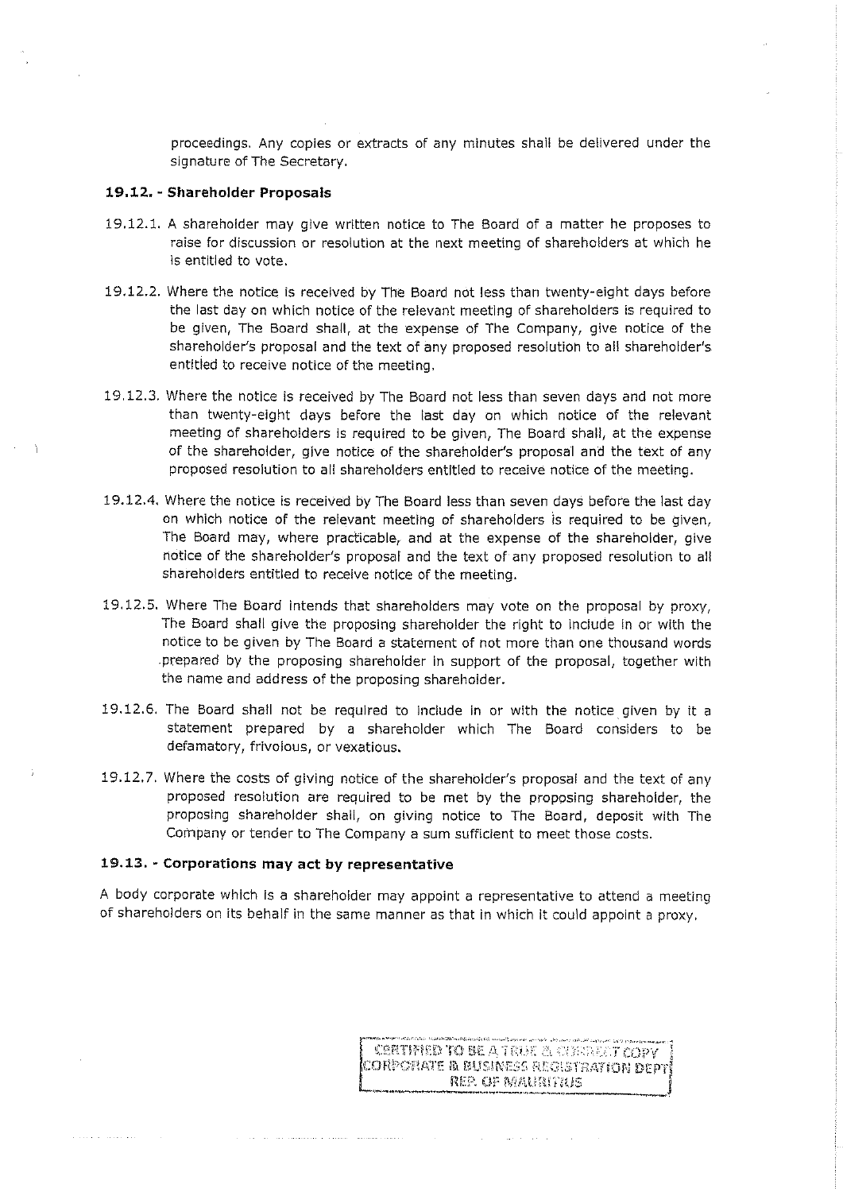proceedings. Any copies or extracts of any minutes shall be delivered under the signature of The Secretary.

**19.12. - Shareholder Proposals**

19.12.1. A shareholder may give written notice to The Board of a matter he proposes to raise for discussion or resolution at the next meeting of shareholders at which he is entitled to vote.

19.12.2. Where the notice is received by The Board not less than twenty-eight days before the last day on which notice of the relevant meeting of shareholders is required to be given, The Board shall, at the expense of The Company, give notice of the shareholder's proposal and the text of any proposed resolution to all shareholder's entitled to receive notice of the meeting.

19.12.3. Where the notice is received by The Board not less than seven days and not more than twenty-eight days before the last day on which notice of the relevant meeting of shareholders is required to be given, The Board shall, at the expense of the shareholder, give notice of the shareholder's proposal and the text of any proposed resolution to all shareholders entitled to receive notice of the meeting.

19.12.4. Where the notice is received by The Board less than seven days before the last day on which notice of the relevant meeting of shareholders is required to be given, The Board may, where practicable, and at the expense of the shareholder, give notice of the shareholder's proposal and the text of any proposed resolution to all shareholders entitled to receive notice of the meeting.

19.12.5. Where The Board intends that shareholders may vote on the proposal by proxy, The Board shall give the proposing shareholder the right to include in or with the notice to be given by The Board a statement of not more than one thousand words prepared by the proposing shareholder in support of the proposal, together with the name and address of the proposing shareholder.

19.12.6. The Board shall not be required to include in or with the notice given by it a statement prepared by a shareholder which The Board considers to be defamatory, frivolous, or vexatious.

19.12.7. Where the costs of giving notice of the shareholder's proposal and the text of any proposed resolution are required to be met by the proposing shareholder, the proposing shareholder shall, on giving notice to The Board, deposit with The Company or tender to The Company a sum sufficient to meet those costs.

**19.13. - Corporations may act by representative**

A body corporate which is a shareholder may appoint a representative to attend a meeting of shareholders on its behalf in the same manner as that in which it could appoint a proxy.

CERTIFIED TO BE A TRUE & CORRECT COPY
CORPORATE & BUSINESS REGISTRATION DEPT
REP. OF MAURITIUS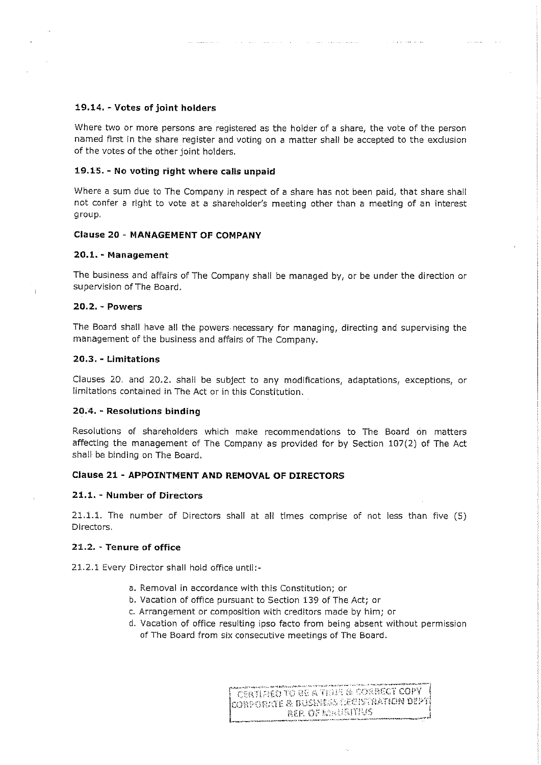**19.14. - Votes of joint holders**

Where two or more persons are registered as the holder of a share, the vote of the person named first in the share register and voting on a matter shall be accepted to the exclusion of the votes of the other joint holders.

**19.15. - No voting right where calls unpaid**

Where a sum due to The Company in respect of a share has not been paid, that share shall not confer a right to vote at a shareholder's meeting other than a meeting of an interest group.

**Clause 20 - MANAGEMENT OF COMPANY**

**20.1. - Management**

The business and affairs of The Company shall be managed by, or be under the direction or supervision of The Board.

**20.2. - Powers**

The Board shall have all the powers necessary for managing, directing and supervising the management of the business and affairs of The Company.

**20.3. - Limitations**

Clauses 20. and 20.2. shall be subject to any modifications, adaptations, exceptions, or limitations contained in The Act or in this Constitution.

**20.4. - Resolutions binding**

Resolutions of shareholders which make recommendations to The Board on matters affecting the management of The Company as provided for by Section 107(2) of The Act shall be binding on The Board.

**Clause 21 - APPOINTMENT AND REMOVAL OF DIRECTORS**

**21.1. - Number of Directors**

21.1.1. The number of Directors shall at all times comprise of not less than five (5) Directors.

**21.2. - Tenure of office**

21.2.1 Every Director shall hold office until:-

a. Removal in accordance with this Constitution; or
b. Vacation of office pursuant to Section 139 of The Act; or
c. Arrangement or composition with creditors made by him; or
d. Vacation of office resulting ipso facto from being absent without permission of The Board from six consecutive meetings of The Board.

CERTIFIED TO BE A TRUE & CORRECT COPY
CORPORATE & BUSINESS REGISTRATION DEPT
REP. OF MAURITIUS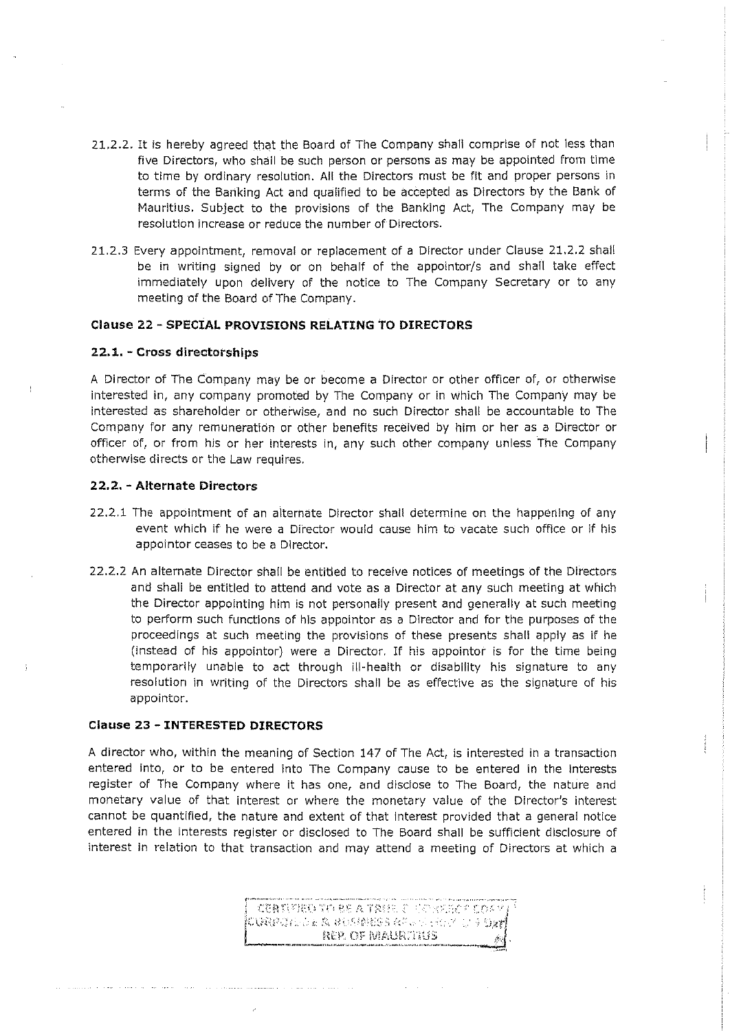21.2.2. It is hereby agreed that the Board of The Company shall comprise of not less than five Directors, who shall be such person or persons as may be appointed from time to time by ordinary resolution. All the Directors must be fit and proper persons in terms of the Banking Act and qualified to be accepted as Directors by the Bank of Mauritius. Subject to the provisions of the Banking Act, The Company may be resolution increase or reduce the number of Directors.

21.2.3 Every appointment, removal or replacement of a Director under Clause 21.2.2 shall be in writing signed by or on behalf of the appointor/s and shall take effect immediately upon delivery of the notice to The Company Secretary or to any meeting of the Board of The Company.

### Clause 22 - SPECIAL PROVISIONS RELATING TO DIRECTORS

#### 22.1. - Cross directorships

A Director of The Company may be or become a Director or other officer of, or otherwise interested in, any company promoted by The Company or in which The Company may be interested as shareholder or otherwise, and no such Director shall be accountable to The Company for any remuneration or other benefits received by him or her as a Director or officer of, or from his or her interests in, any such other company unless The Company otherwise directs or the Law requires.

#### 22.2. - Alternate Directors

22.2.1 The appointment of an alternate Director shall determine on the happening of any event which if he were a Director would cause him to vacate such office or if his appointor ceases to be a Director.

22.2.2 An alternate Director shall be entitled to receive notices of meetings of the Directors and shall be entitled to attend and vote as a Director at any such meeting at which the Director appointing him is not personally present and generally at such meeting to perform such functions of his appointor as a Director and for the purposes of the proceedings at such meeting the provisions of these presents shall apply as if he (instead of his appointor) were a Director. If his appointor is for the time being temporarily unable to act through ill-health or disability his signature to any resolution in writing of the Directors shall be as effective as the signature of his appointor.

### Clause 23 - INTERESTED DIRECTORS

A director who, within the meaning of Section 147 of The Act, is interested in a transaction entered into, or to be entered into The Company cause to be entered in the interests register of The Company where it has one, and disclose to The Board, the nature and monetary value of that interest or where the monetary value of the Director's interest cannot be quantified, the nature and extent of that interest provided that a general notice entered in the interests register or disclosed to The Board shall be sufficient disclosure of interest in relation to that transaction and may attend a meeting of Directors at which a

CERTIFIED TO BE A TRUE & CORRECT COPY CORPORATE & BUSINESS REGISTRATION DEPT REP. OF MAURITIUS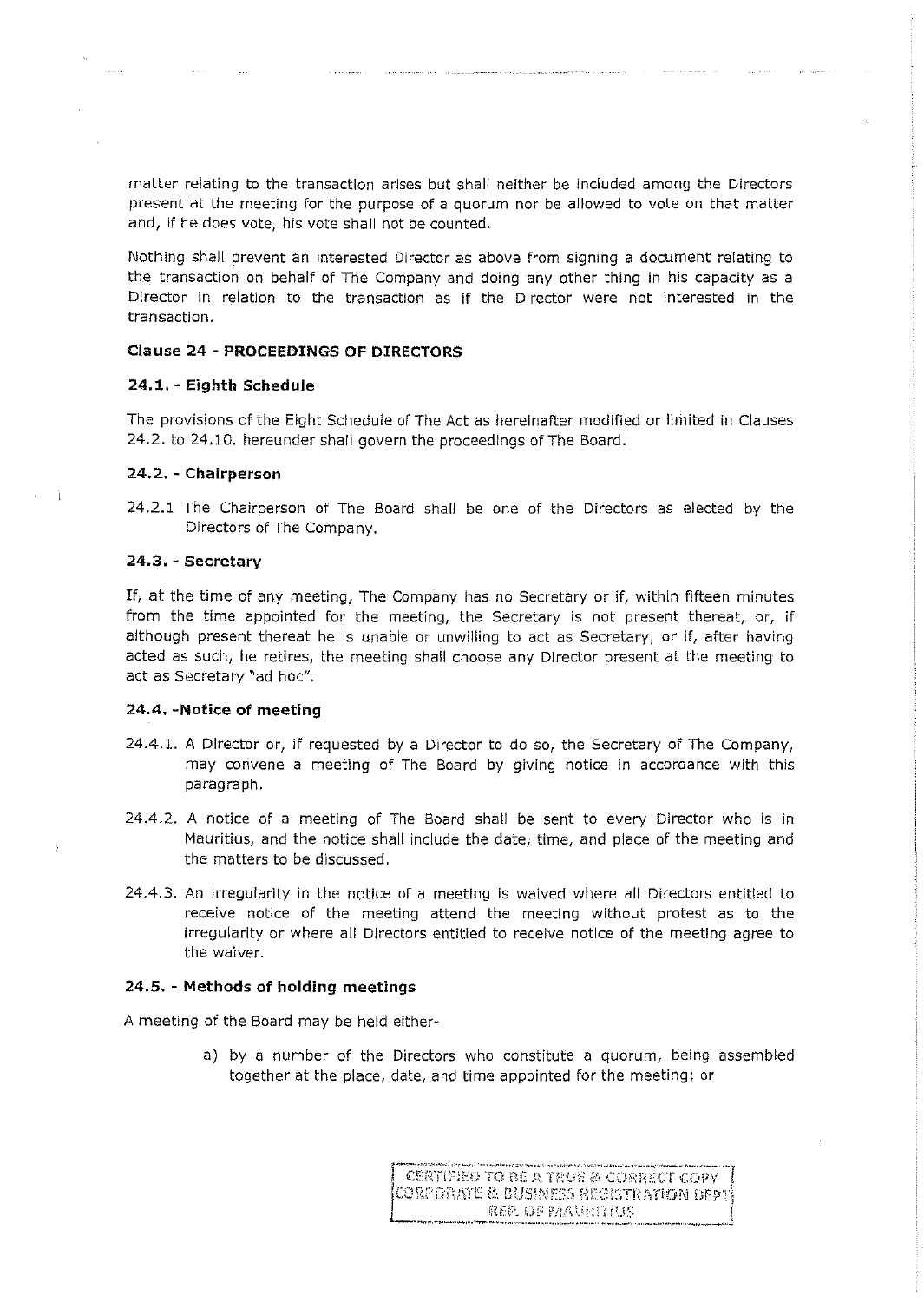matter relating to the transaction arises but shall neither be included among the Directors present at the meeting for the purpose of a quorum nor be allowed to vote on that matter and, if he does vote, his vote shall not be counted.

Nothing shall prevent an interested Director as above from signing a document relating to the transaction on behalf of The Company and doing any other thing in his capacity as a Director in relation to the transaction as if the Director were not interested in the transaction.

### Clause 24 - PROCEEDINGS OF DIRECTORS

#### 24.1. - Eighth Schedule

The provisions of the Eight Schedule of The Act as hereinafter modified or limited in Clauses 24.2. to 24.10. hereunder shall govern the proceedings of The Board.

#### 24.2. - Chairperson

24.2.1 The Chairperson of The Board shall be one of the Directors as elected by the Directors of The Company.

#### 24.3. - Secretary

If, at the time of any meeting, The Company has no Secretary or if, within fifteen minutes from the time appointed for the meeting, the Secretary is not present thereat, or, if although present thereat he is unable or unwilling to act as Secretary, or if, after having acted as such, he retires, the meeting shall choose any Director present at the meeting to act as Secretary "ad hoc".

#### 24.4. -Notice of meeting

24.4.1. A Director or, if requested by a Director to do so, the Secretary of The Company, may convene a meeting of The Board by giving notice in accordance with this paragraph.

24.4.2. A notice of a meeting of The Board shall be sent to every Director who is in Mauritius, and the notice shall include the date, time, and place of the meeting and the matters to be discussed.

24.4.3. An irregularity in the notice of a meeting is waived where all Directors entitled to receive notice of the meeting attend the meeting without protest as to the irregularity or where all Directors entitled to receive notice of the meeting agree to the waiver.

#### 24.5. - Methods of holding meetings

A meeting of the Board may be held either-

a) by a number of the Directors who constitute a quorum, being assembled together at the place, date, and time appointed for the meeting; or

CERTIFIED TO BE A TRUE & CORRECT COPY
CORPORATE & BUSINESS REGISTRATION DEPT
REP. OF MAURITIUS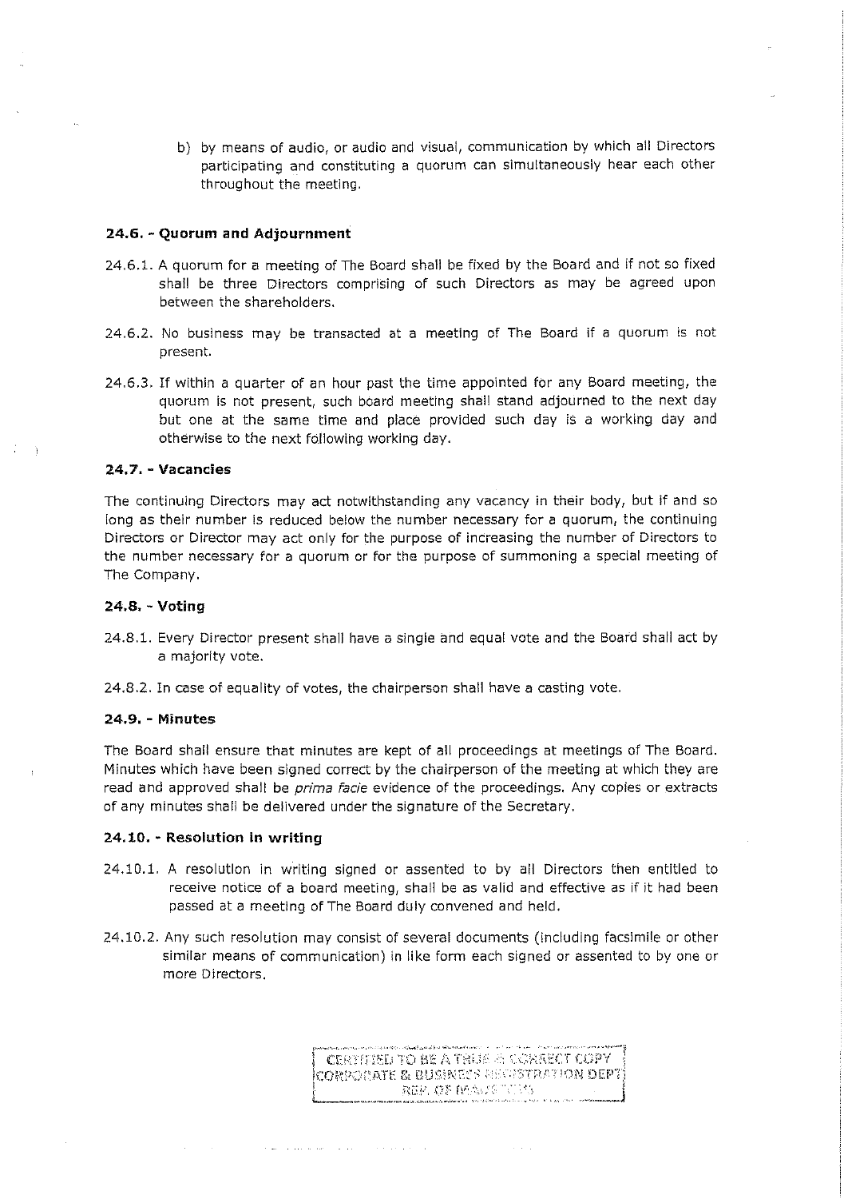b) by means of audio, or audio and visual, communication by which all Directors participating and constituting a quorum can simultaneously hear each other throughout the meeting.

#### 24.6. - Quorum and Adjournment

24.6.1. A quorum for a meeting of The Board shall be fixed by the Board and if not so fixed shall be three Directors comprising of such Directors as may be agreed upon between the shareholders.

24.6.2. No business may be transacted at a meeting of The Board if a quorum is not present.

24.6.3. If within a quarter of an hour past the time appointed for any Board meeting, the quorum is not present, such board meeting shall stand adjourned to the next day but one at the same time and place provided such day is a working day and otherwise to the next following working day.

#### 24.7. - Vacancies

The continuing Directors may act notwithstanding any vacancy in their body, but if and so long as their number is reduced below the number necessary for a quorum, the continuing Directors or Director may act only for the purpose of increasing the number of Directors to the number necessary for a quorum or for the purpose of summoning a special meeting of The Company.

#### 24.8. - Voting

24.8.1. Every Director present shall have a single and equal vote and the Board shall act by a majority vote.

24.8.2. In case of equality of votes, the chairperson shall have a casting vote.

#### 24.9. - Minutes

The Board shall ensure that minutes are kept of all proceedings at meetings of The Board. Minutes which have been signed correct by the chairperson of the meeting at which they are read and approved shall be *prima facie* evidence of the proceedings. Any copies or extracts of any minutes shall be delivered under the signature of the Secretary.

#### 24.10. - Resolution in writing

24.10.1. A resolution in writing signed or assented to by all Directors then entitled to receive notice of a board meeting, shall be as valid and effective as if it had been passed at a meeting of The Board duly convened and held.

24.10.2. Any such resolution may consist of several documents (including facsimile or other similar means of communication) in like form each signed or assented to by one or more Directors.

CERTIFIED TO BE A TRUE & CORRECT COPY
CORPORATE & BUSINESS REGISTRATION DEPT
REP. OF MAURITIUS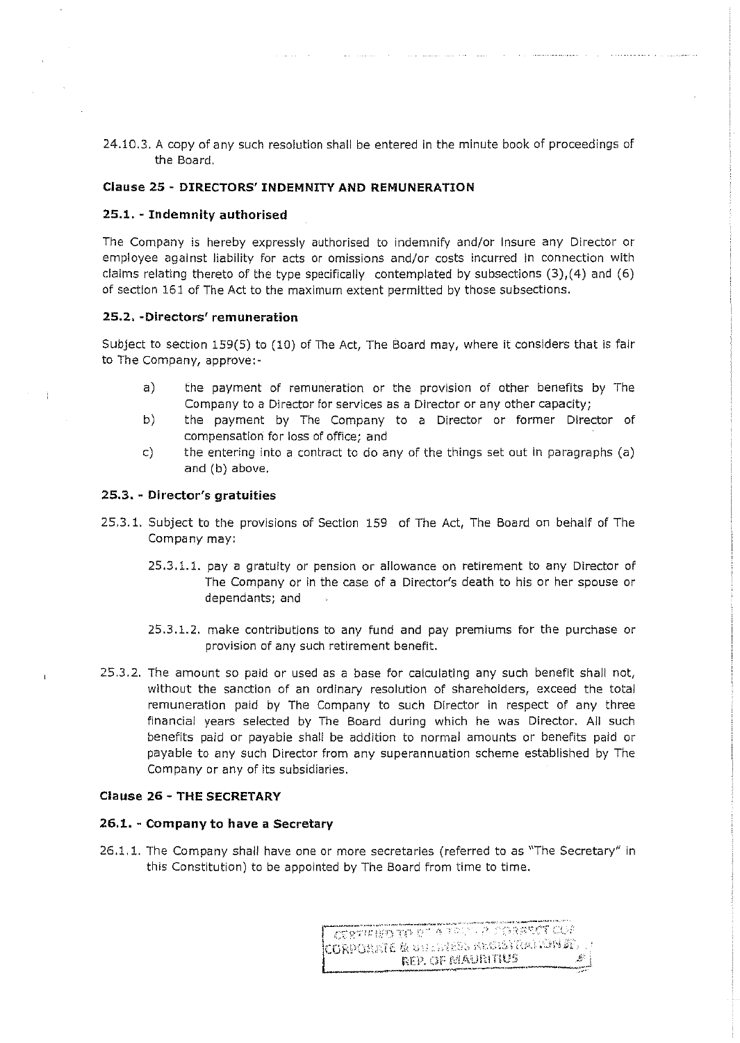24.10.3. A copy of any such resolution shall be entered in the minute book of proceedings of the Board.

## Clause 25 - DIRECTORS' INDEMNITY AND REMUNERATION

### 25.1. - Indemnity authorised

The Company is hereby expressly authorised to indemnify and/or insure any Director or employee against liability for acts or omissions and/or costs incurred in connection with claims relating thereto of the type specifically contemplated by subsections (3),(4) and (6) of section 161 of The Act to the maximum extent permitted by those subsections.

### 25.2. -Directors' remuneration

Subject to section 159(5) to (10) of The Act, The Board may, where it considers that is fair to The Company, approve:-

a) the payment of remuneration or the provision of other benefits by The Company to a Director for services as a Director or any other capacity;

b) the payment by The Company to a Director or former Director of compensation for loss of office; and

c) the entering into a contract to do any of the things set out in paragraphs (a) and (b) above.

### 25.3. - Director's gratuities

25.3.1. Subject to the provisions of Section 159 of The Act, The Board on behalf of The Company may:

25.3.1.1. pay a gratuity or pension or allowance on retirement to any Director of The Company or in the case of a Director's death to his or her spouse or dependants; and

25.3.1.2. make contributions to any fund and pay premiums for the purchase or provision of any such retirement benefit.

25.3.2. The amount so paid or used as a base for calculating any such benefit shall not, without the sanction of an ordinary resolution of shareholders, exceed the total remuneration paid by The Company to such Director in respect of any three financial years selected by The Board during which he was Director. All such benefits paid or payable shall be addition to normal amounts or benefits paid or payable to any such Director from any superannuation scheme established by The Company or any of its subsidiaries.

## Clause 26 - THE SECRETARY

### 26.1. - Company to have a Secretary

26.1.1. The Company shall have one or more secretaries (referred to as "The Secretary" in this Constitution) to be appointed by The Board from time to time.

CERTIFIED TO BE A TRUE & CORRECT COPY
CORPORATE & BUSINESS REGISTRATION DEPT.
REP. OF MAURITIUS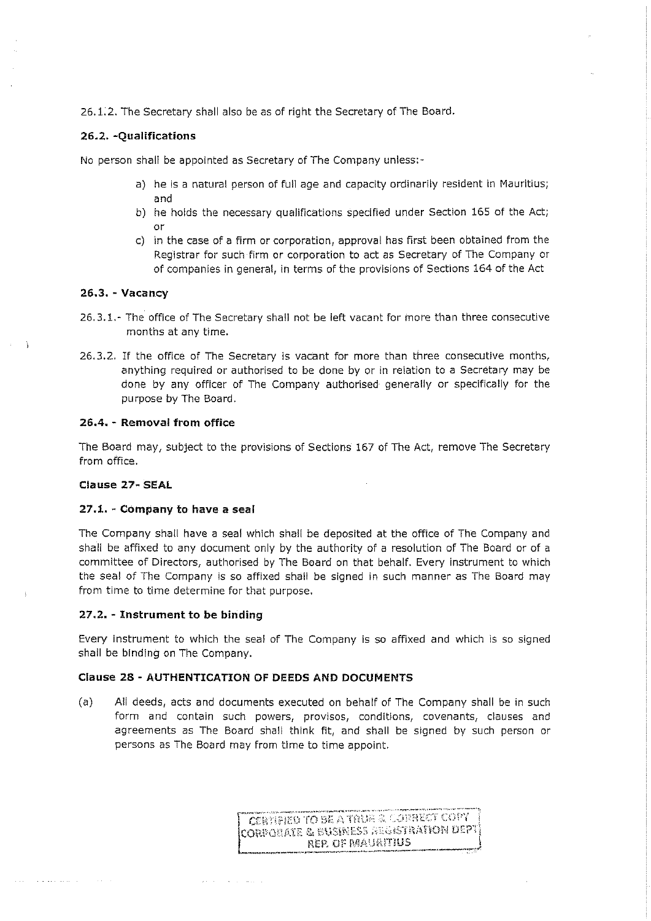26.1.2. The Secretary shall also be as of right the Secretary of The Board.

**26.2. -Qualifications**

No person shall be appointed as Secretary of The Company unless:-

a) he is a natural person of full age and capacity ordinarily resident in Mauritius; and
b) he holds the necessary qualifications specified under Section 165 of the Act; or
c) in the case of a firm or corporation, approval has first been obtained from the Registrar for such firm or corporation to act as Secretary of The Company or of companies in general, in terms of the provisions of Sections 164 of the Act

**26.3. - Vacancy**

26.3.1.- The office of The Secretary shall not be left vacant for more than three consecutive months at any time.

26.3.2. If the office of The Secretary is vacant for more than three consecutive months, anything required or authorised to be done by or in relation to a Secretary may be done by any officer of The Company authorised generally or specifically for the purpose by The Board.

**26.4. - Removal from office**

The Board may, subject to the provisions of Sections 167 of The Act, remove The Secretary from office.

**Clause 27- SEAL**

**27.1. - Company to have a seal**

The Company shall have a seal which shall be deposited at the office of The Company and shall be affixed to any document only by the authority of a resolution of The Board or of a committee of Directors, authorised by The Board on that behalf. Every instrument to which the seal of The Company is so affixed shall be signed in such manner as The Board may from time to time determine for that purpose.

**27.2. - Instrument to be binding**

Every instrument to which the seal of The Company is so affixed and which is so signed shall be binding on The Company.

**Clause 28 - AUTHENTICATION OF DEEDS AND DOCUMENTS**

(a) All deeds, acts and documents executed on behalf of The Company shall be in such form and contain such powers, provisos, conditions, covenants, clauses and agreements as The Board shall think fit, and shall be signed by such person or persons as The Board may from time to time appoint.

CERTIFIED TO BE A TRUE & CORRECT COPY
CORPORATE & BUSINESS REGISTRATION DEPT
REP. OF MAURITIUS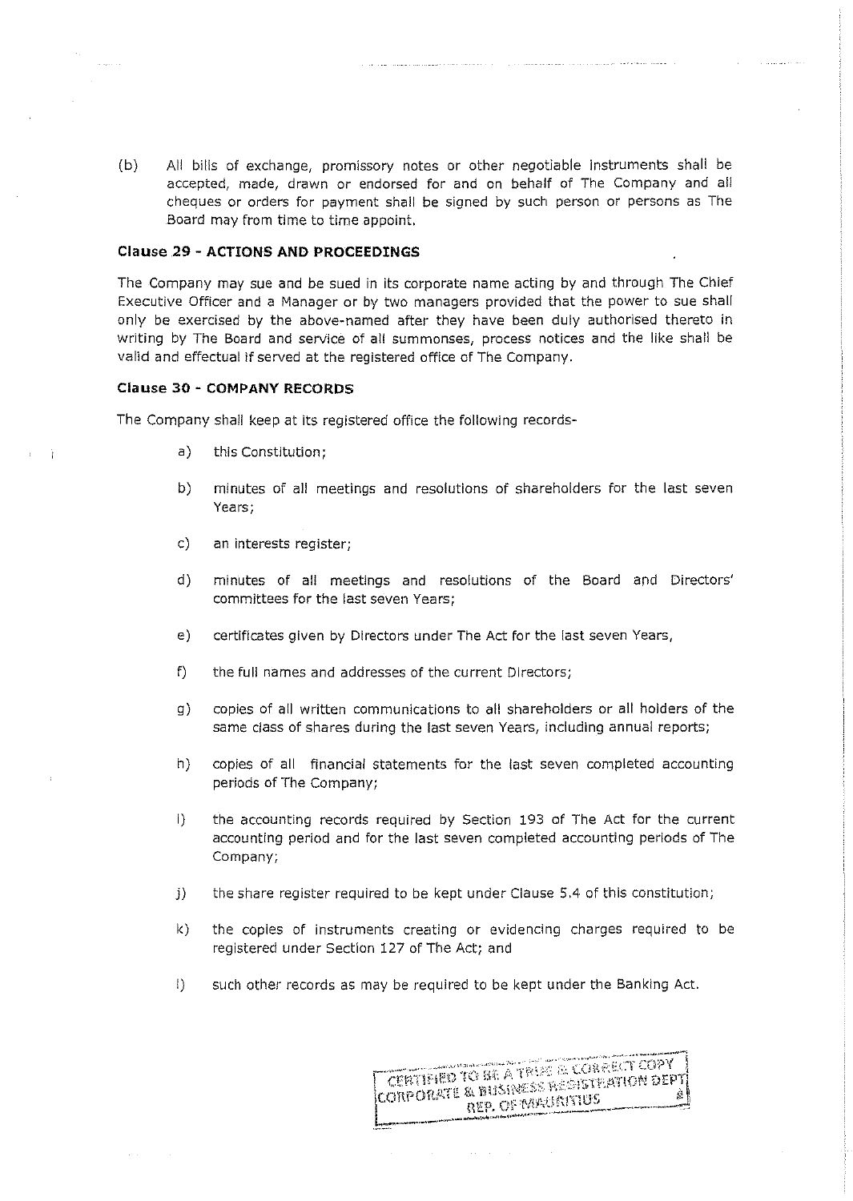(b) All bills of exchange, promissory notes or other negotiable instruments shall be accepted, made, drawn or endorsed for and on behalf of The Company and all cheques or orders for payment shall be signed by such person or persons as The Board may from time to time appoint.

**Clause 29 - ACTIONS AND PROCEEDINGS**

The Company may sue and be sued in its corporate name acting by and through The Chief Executive Officer and a Manager or by two managers provided that the power to sue shall only be exercised by the above-named after they have been duly authorised thereto in writing by The Board and service of all summonses, process notices and the like shall be valid and effectual if served at the registered office of The Company.

**Clause 30 - COMPANY RECORDS**

The Company shall keep at its registered office the following records-

a) this Constitution;

b) minutes of all meetings and resolutions of shareholders for the last seven Years;

c) an interests register;

d) minutes of all meetings and resolutions of the Board and Directors' committees for the last seven Years;

e) certificates given by Directors under The Act for the last seven Years,

f) the full names and addresses of the current Directors;

g) copies of all written communications to all shareholders or all holders of the same class of shares during the last seven Years, including annual reports;

h) copies of all financial statements for the last seven completed accounting periods of The Company;

i) the accounting records required by Section 193 of The Act for the current accounting period and for the last seven completed accounting periods of The Company;

j) the share register required to be kept under Clause 5.4 of this constitution;

k) the copies of instruments creating or evidencing charges required to be registered under Section 127 of The Act; and

l) such other records as may be required to be kept under the Banking Act.

CERTIFIED TO BE A TRUE & CORRECT COPY
CORPORATE & BUSINESS REGISTRATION DEPT
REP. OF MAURITIUS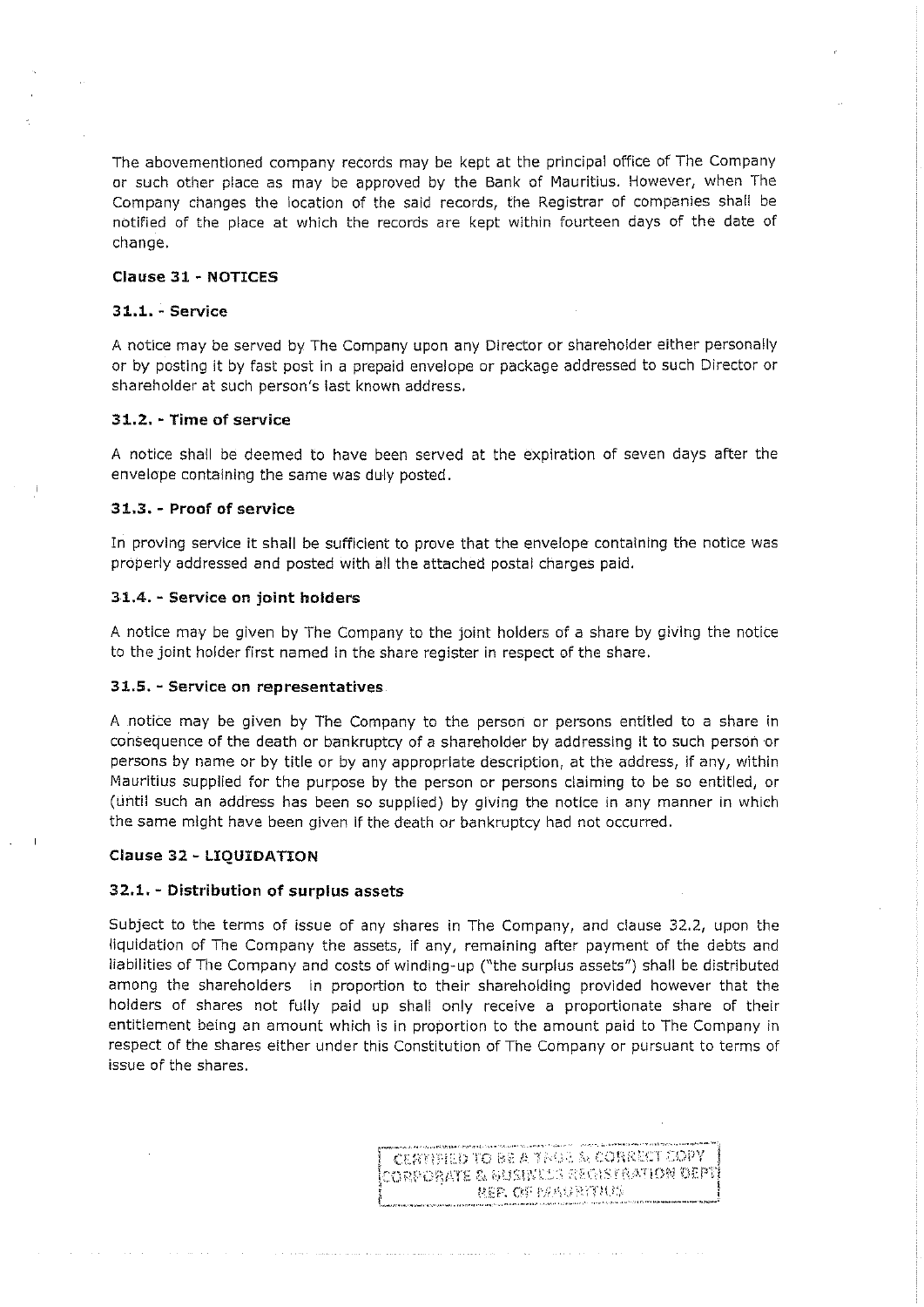The abovementioned company records may be kept at the principal office of The Company or such other place as may be approved by the Bank of Mauritius. However, when The Company changes the location of the said records, the Registrar of companies shall be notified of the place at which the records are kept within fourteen days of the date of change.

### Clause 31 - NOTICES

#### 31.1. - Service

A notice may be served by The Company upon any Director or shareholder either personally or by posting it by fast post in a prepaid envelope or package addressed to such Director or shareholder at such person's last known address.

#### 31.2. - Time of service

A notice shall be deemed to have been served at the expiration of seven days after the envelope containing the same was duly posted.

#### 31.3. - Proof of service

In proving service it shall be sufficient to prove that the envelope containing the notice was properly addressed and posted with all the attached postal charges paid.

#### 31.4. - Service on joint holders

A notice may be given by The Company to the joint holders of a share by giving the notice to the joint holder first named in the share register in respect of the share.

#### 31.5. - Service on representatives

A notice may be given by The Company to the person or persons entitled to a share in consequence of the death or bankruptcy of a shareholder by addressing it to such person or persons by name or by title or by any appropriate description, at the address, if any, within Mauritius supplied for the purpose by the person or persons claiming to be so entitled, or (until such an address has been so supplied) by giving the notice in any manner in which the same might have been given if the death or bankruptcy had not occurred.

### Clause 32 - LIQUIDATION

#### 32.1. - Distribution of surplus assets

Subject to the terms of issue of any shares in The Company, and clause 32.2, upon the liquidation of The Company the assets, if any, remaining after payment of the debts and liabilities of The Company and costs of winding-up ("the surplus assets") shall be distributed among the shareholders in proportion to their shareholding provided however that the holders of shares not fully paid up shall only receive a proportionate share of their entitlement being an amount which is in proportion to the amount paid to The Company in respect of the shares either under this Constitution of The Company or pursuant to terms of issue of the shares.

CERTIFIED TO BE A TRUE & CORRECT COPY
CORPORATE & BUSINESS REGISTRATION DEPT
REP. OF MAURITIUS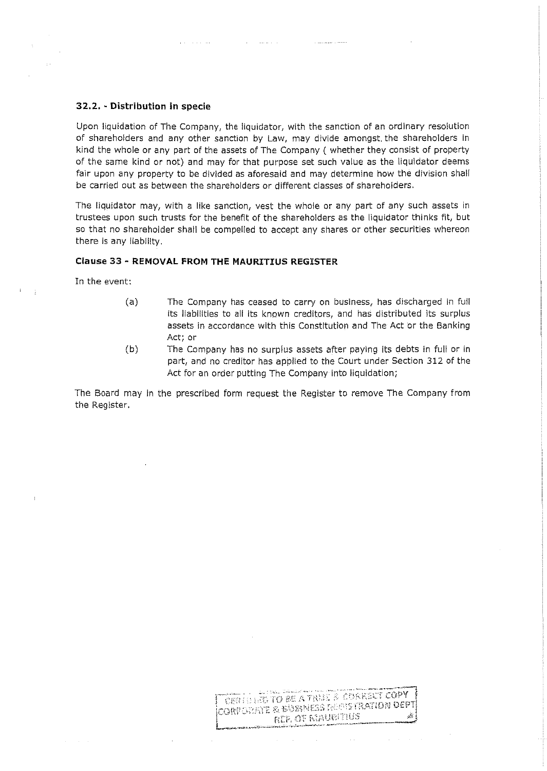### 32.2. - Distribution in specie

Upon liquidation of The Company, the liquidator, with the sanction of an ordinary resolution of shareholders and any other sanction by Law, may divide amongst, the shareholders in kind the whole or any part of the assets of The Company ( whether they consist of property of the same kind or not) and may for that purpose set such value as the liquidator deems fair upon any property to be divided as aforesaid and may determine how the division shall be carried out as between the shareholders or different classes of shareholders.

The liquidator may, with a like sanction, vest the whole or any part of any such assets in trustees upon such trusts for the benefit of the shareholders as the liquidator thinks fit, but so that no shareholder shall be compelled to accept any shares or other securities whereon there is any liability.

### Clause 33 - REMOVAL FROM THE MAURITIUS REGISTER

In the event:

(a) The Company has ceased to carry on business, has discharged in full its liabilities to all its known creditors, and has distributed its surplus assets in accordance with this Constitution and The Act or the Banking Act; or

(b) The Company has no surplus assets after paying its debts in full or in part, and no creditor has applied to the Court under Section 312 of the Act for an order putting The Company into liquidation;

The Board may in the prescribed form request the Register to remove The Company from the Register.

CERTIFIED TO BE A TRUE & CORRECT COPY
CORPORATE & BUSINESS REGISTRATION DEPT
REP. OF MAURITIUS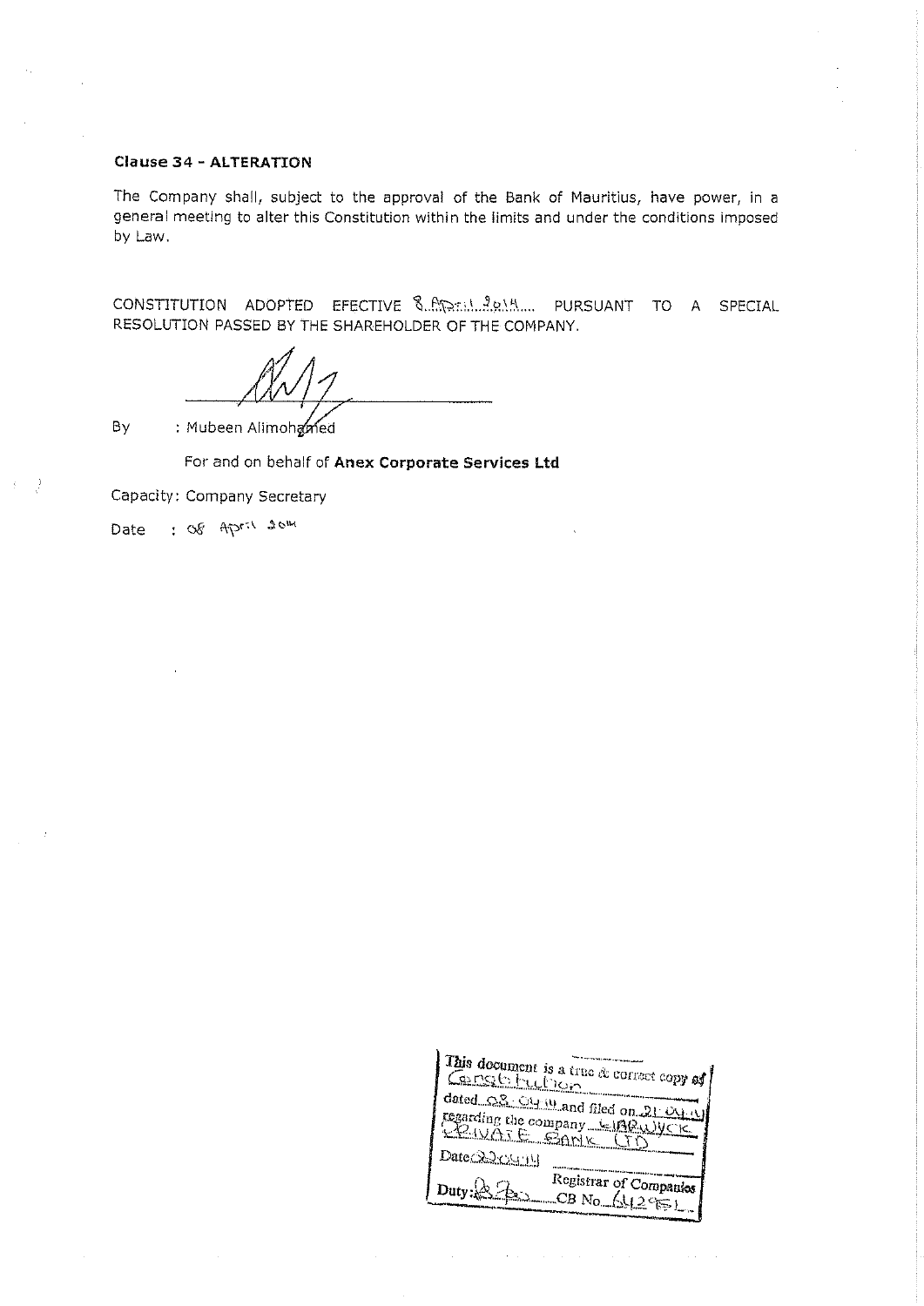**Clause 34 - ALTERATION**

The Company shall, subject to the approval of the Bank of Mauritius, have power, in a general meeting to alter this Constitution within the limits and under the conditions imposed by Law.

CONSTITUTION ADOPTED EFECTIVE 8 April 2014.... PURSUANT TO A SPECIAL RESOLUTION PASSED BY THE SHAREHOLDER OF THE COMPANY.

By : Mubeen Alimohamed

For and on behalf of **Anex Corporate Services Ltd**

Capacity: Company Secretary

Date : 08 April 2014

This document is a true & correct copy of Constitution
dated 08.04.14 and filed on 21.04.14
regarding the company Warwyck Private Bank Ltd
Date 22.04.14
Duty: Rs 2... Registrar of Companies
CB No. 642..1